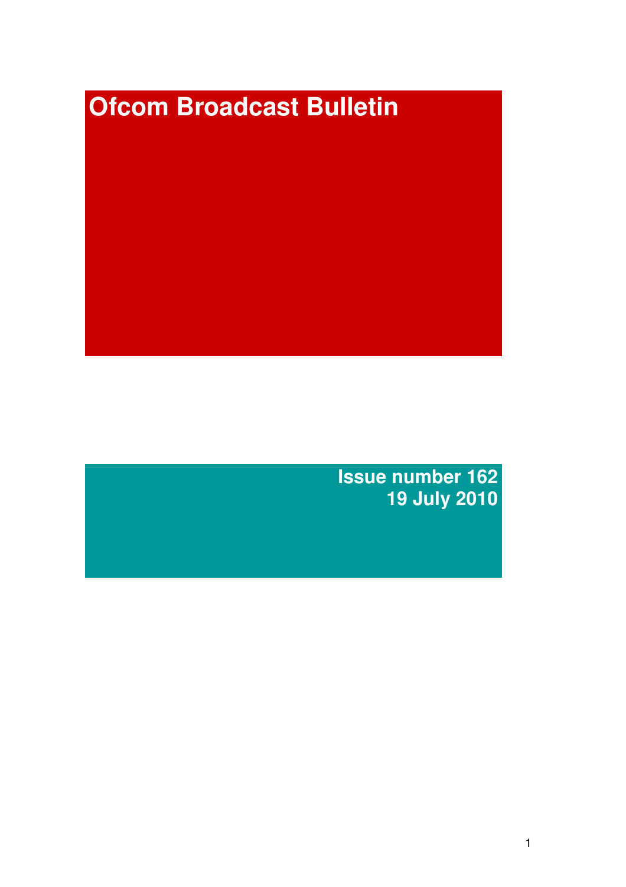# Ofcom Broadcast Bulletin

**Issue number 162**
**19 July 2010**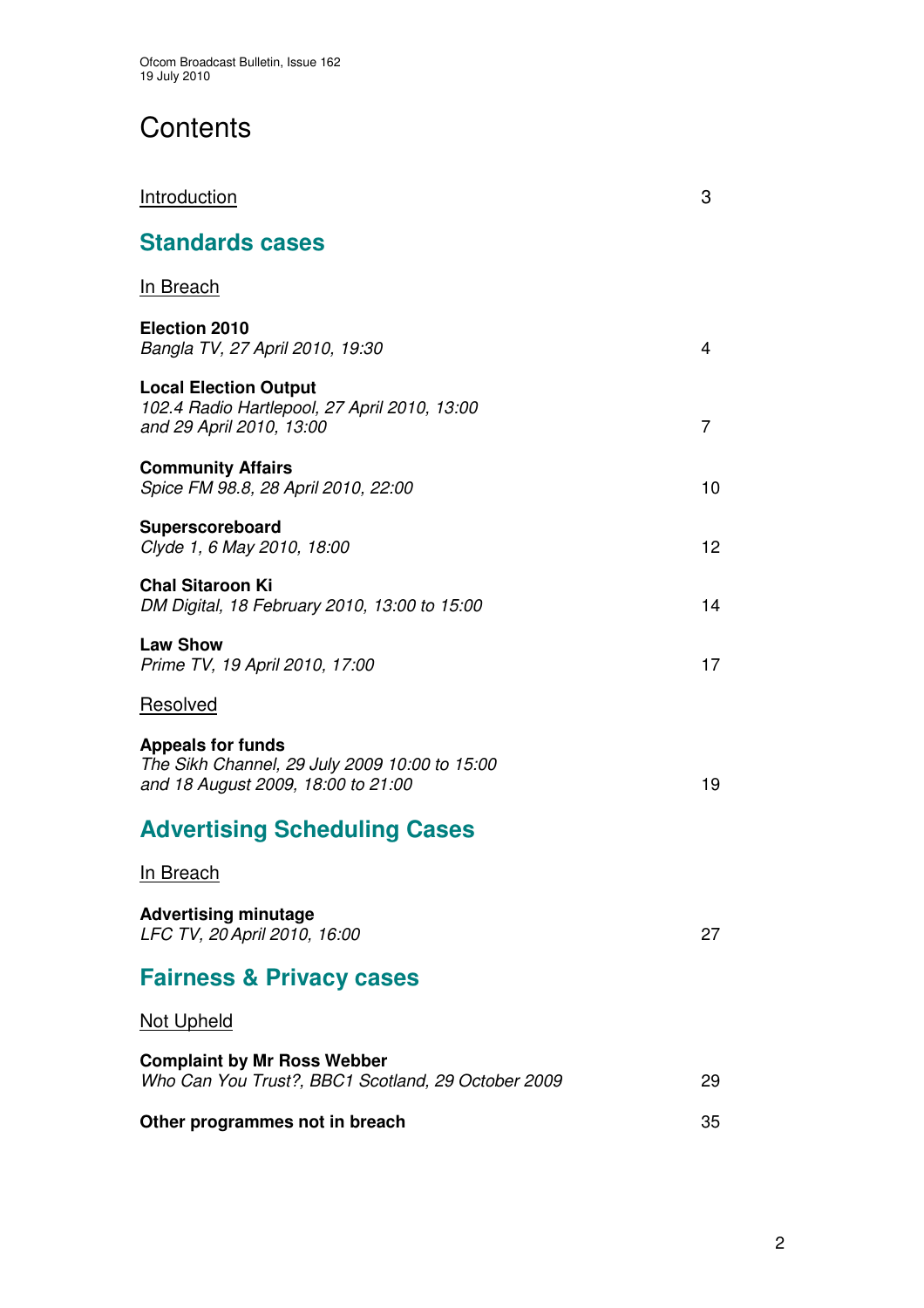# Contents

Introduction 3

## Standards cases

In Breach

**Election 2010**
*Bangla TV, 27 April 2010, 19:30* 4

**Local Election Output**
*102.4 Radio Hartlepool, 27 April 2010, 13:00 and 29 April 2010, 13:00* 7

**Community Affairs**
*Spice FM 98.8, 28 April 2010, 22:00* 10

**Superscoreboard**
*Clyde 1, 6 May 2010, 18:00* 12

**Chal Sitaroon Ki**
*DM Digital, 18 February 2010, 13:00 to 15:00* 14

**Law Show**
*Prime TV, 19 April 2010, 17:00* 17

Resolved

**Appeals for funds**
*The Sikh Channel, 29 July 2009 10:00 to 15:00 and 18 August 2009, 18:00 to 21:00* 19

## Advertising Scheduling Cases

In Breach

**Advertising minutage**
*LFC TV, 20 April 2010, 16:00* 27

## Fairness & Privacy cases

Not Upheld

**Complaint by Mr Ross Webber**
*Who Can You Trust?, BBC1 Scotland, 29 October 2009* 29

**Other programmes not in breach** 35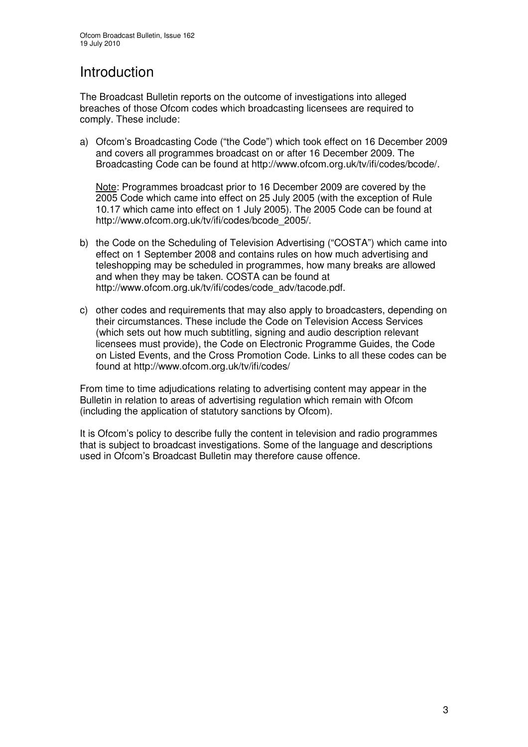# Introduction

The Broadcast Bulletin reports on the outcome of investigations into alleged breaches of those Ofcom codes which broadcasting licensees are required to comply. These include:

a) Ofcom's Broadcasting Code ("the Code") which took effect on 16 December 2009 and covers all programmes broadcast on or after 16 December 2009. The Broadcasting Code can be found at http://www.ofcom.org.uk/tv/ifi/codes/bcode/.

   Note: Programmes broadcast prior to 16 December 2009 are covered by the 2005 Code which came into effect on 25 July 2005 (with the exception of Rule 10.17 which came into effect on 1 July 2005). The 2005 Code can be found at http://www.ofcom.org.uk/tv/ifi/codes/bcode_2005/.

b) the Code on the Scheduling of Television Advertising ("COSTA") which came into effect on 1 September 2008 and contains rules on how much advertising and teleshopping may be scheduled in programmes, how many breaks are allowed and when they may be taken. COSTA can be found at http://www.ofcom.org.uk/tv/ifi/codes/code_adv/tacode.pdf.

c) other codes and requirements that may also apply to broadcasters, depending on their circumstances. These include the Code on Television Access Services (which sets out how much subtitling, signing and audio description relevant licensees must provide), the Code on Electronic Programme Guides, the Code on Listed Events, and the Cross Promotion Code. Links to all these codes can be found at http://www.ofcom.org.uk/tv/ifi/codes/

From time to time adjudications relating to advertising content may appear in the Bulletin in relation to areas of advertising regulation which remain with Ofcom (including the application of statutory sanctions by Ofcom).

It is Ofcom's policy to describe fully the content in television and radio programmes that is subject to broadcast investigations. Some of the language and descriptions used in Ofcom's Broadcast Bulletin may therefore cause offence.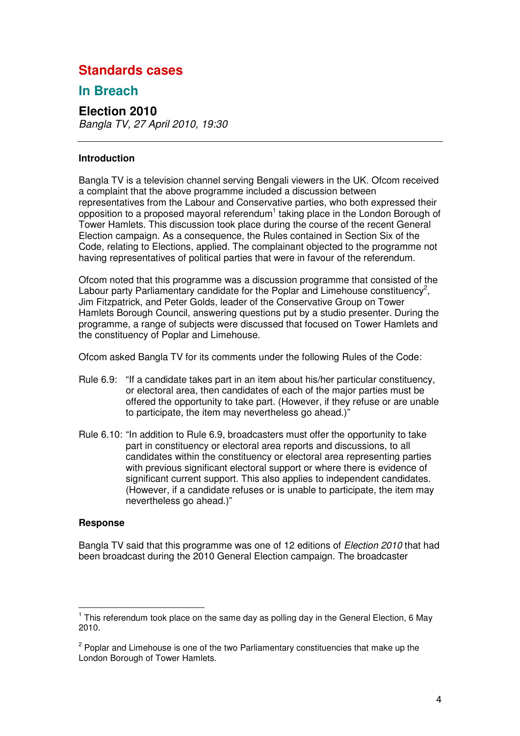# Standards cases

## In Breach

### Election 2010

*Bangla TV, 27 April 2010, 19:30*

---

**Introduction**

Bangla TV is a television channel serving Bengali viewers in the UK. Ofcom received a complaint that the above programme included a discussion between representatives from the Labour and Conservative parties, who both expressed their opposition to a proposed mayoral referendum[1] taking place in the London Borough of Tower Hamlets. This discussion took place during the course of the recent General Election campaign. As a consequence, the Rules contained in Section Six of the Code, relating to Elections, applied. The complainant objected to the programme not having representatives of political parties that were in favour of the referendum.

Ofcom noted that this programme was a discussion programme that consisted of the Labour party Parliamentary candidate for the Poplar and Limehouse constituency[2], Jim Fitzpatrick, and Peter Golds, leader of the Conservative Group on Tower Hamlets Borough Council, answering questions put by a studio presenter. During the programme, a range of subjects were discussed that focused on Tower Hamlets and the constituency of Poplar and Limehouse.

Ofcom asked Bangla TV for its comments under the following Rules of the Code:

Rule 6.9: "If a candidate takes part in an item about his/her particular constituency, or electoral area, then candidates of each of the major parties must be offered the opportunity to take part. (However, if they refuse or are unable to participate, the item may nevertheless go ahead.)"

Rule 6.10: "In addition to Rule 6.9, broadcasters must offer the opportunity to take part in constituency or electoral area reports and discussions, to all candidates within the constituency or electoral area representing parties with previous significant electoral support or where there is evidence of significant current support. This also applies to independent candidates. (However, if a candidate refuses or is unable to participate, the item may nevertheless go ahead.)"

**Response**

Bangla TV said that this programme was one of 12 editions of *Election 2010* that had been broadcast during the 2010 General Election campaign. The broadcaster

---

[1] This referendum took place on the same day as polling day in the General Election, 6 May 2010.

[2] Poplar and Limehouse is one of the two Parliamentary constituencies that make up the London Borough of Tower Hamlets.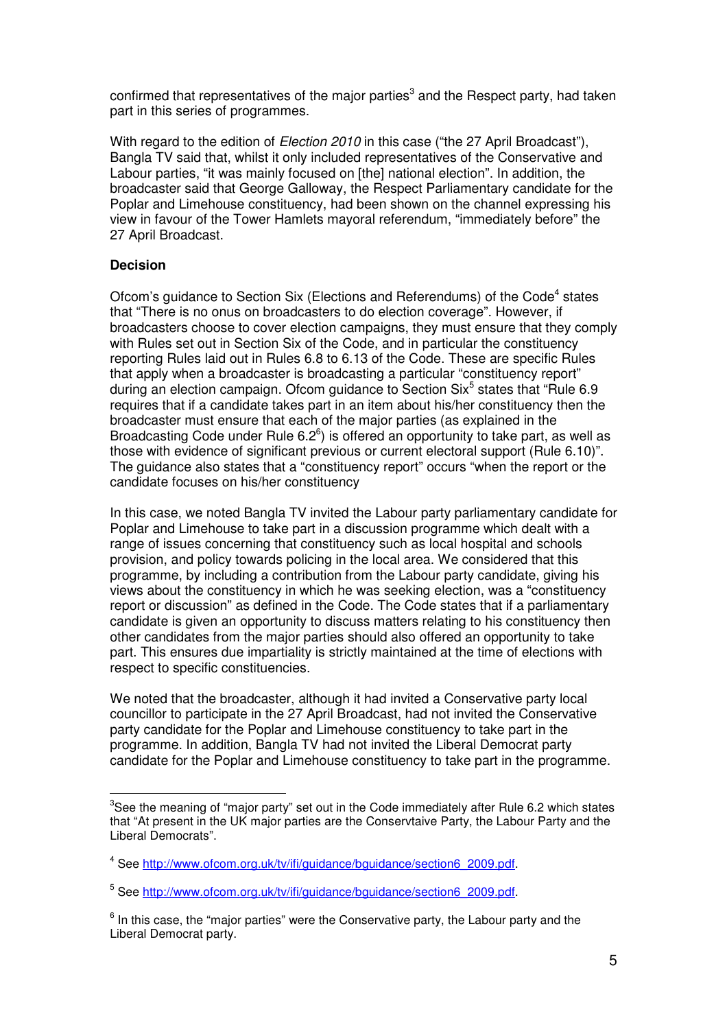confirmed that representatives of the major parties[3] and the Respect party, had taken part in this series of programmes.

With regard to the edition of *Election 2010* in this case ("the 27 April Broadcast"), Bangla TV said that, whilst it only included representatives of the Conservative and Labour parties, "it was mainly focused on [the] national election". In addition, the broadcaster said that George Galloway, the Respect Parliamentary candidate for the Poplar and Limehouse constituency, had been shown on the channel expressing his view in favour of the Tower Hamlets mayoral referendum, "immediately before" the 27 April Broadcast.

**Decision**

Ofcom's guidance to Section Six (Elections and Referendums) of the Code[4] states that "There is no onus on broadcasters to do election coverage". However, if broadcasters choose to cover election campaigns, they must ensure that they comply with Rules set out in Section Six of the Code, and in particular the constituency reporting Rules laid out in Rules 6.8 to 6.13 of the Code. These are specific Rules that apply when a broadcaster is broadcasting a particular "constituency report" during an election campaign. Ofcom guidance to Section Six[5] states that "Rule 6.9 requires that if a candidate takes part in an item about his/her constituency then the broadcaster must ensure that each of the major parties (as explained in the Broadcasting Code under Rule 6.2[6]) is offered an opportunity to take part, as well as those with evidence of significant previous or current electoral support (Rule 6.10)". The guidance also states that a "constituency report" occurs "when the report or the candidate focuses on his/her constituency

In this case, we noted Bangla TV invited the Labour party parliamentary candidate for Poplar and Limehouse to take part in a discussion programme which dealt with a range of issues concerning that constituency such as local hospital and schools provision, and policy towards policing in the local area. We considered that this programme, by including a contribution from the Labour party candidate, giving his views about the constituency in which he was seeking election, was a "constituency report or discussion" as defined in the Code. The Code states that if a parliamentary candidate is given an opportunity to discuss matters relating to his constituency then other candidates from the major parties should also offered an opportunity to take part. This ensures due impartiality is strictly maintained at the time of elections with respect to specific constituencies.

We noted that the broadcaster, although it had invited a Conservative party local councillor to participate in the 27 April Broadcast, had not invited the Conservative party candidate for the Poplar and Limehouse constituency to take part in the programme. In addition, Bangla TV had not invited the Liberal Democrat party candidate for the Poplar and Limehouse constituency to take part in the programme.

---

[3] See the meaning of "major party" set out in the Code immediately after Rule 6.2 which states that "At present in the UK major parties are the Conservtaive Party, the Labour Party and the Liberal Democrats".

[4] See http://www.ofcom.org.uk/tv/ifi/guidance/bguidance/section6_2009.pdf.

[5] See http://www.ofcom.org.uk/tv/ifi/guidance/bguidance/section6_2009.pdf.

[6] In this case, the "major parties" were the Conservative party, the Labour party and the Liberal Democrat party.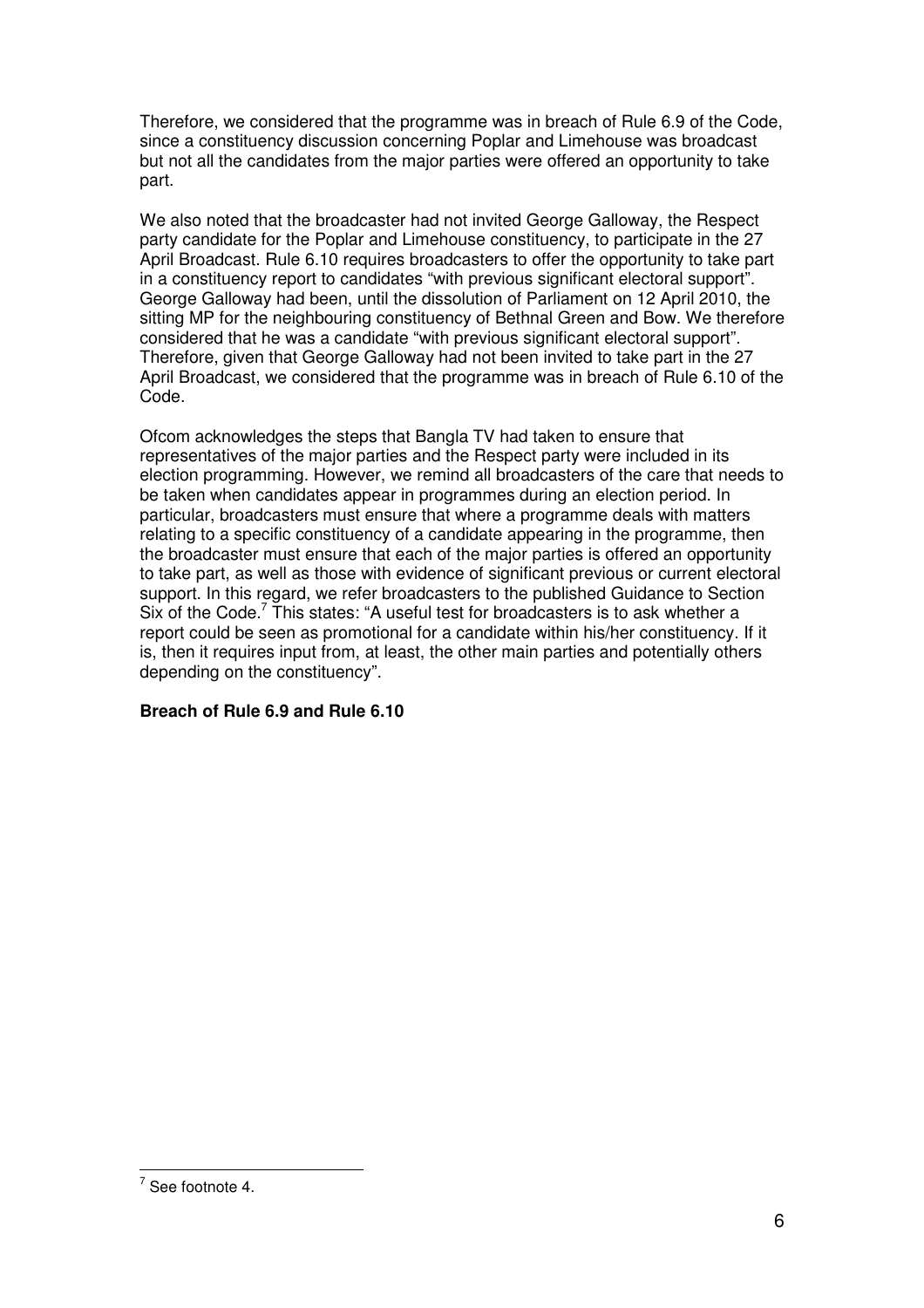Therefore, we considered that the programme was in breach of Rule 6.9 of the Code, since a constituency discussion concerning Poplar and Limehouse was broadcast but not all the candidates from the major parties were offered an opportunity to take part.

We also noted that the broadcaster had not invited George Galloway, the Respect party candidate for the Poplar and Limehouse constituency, to participate in the 27 April Broadcast. Rule 6.10 requires broadcasters to offer the opportunity to take part in a constituency report to candidates "with previous significant electoral support". George Galloway had been, until the dissolution of Parliament on 12 April 2010, the sitting MP for the neighbouring constituency of Bethnal Green and Bow. We therefore considered that he was a candidate "with previous significant electoral support". Therefore, given that George Galloway had not been invited to take part in the 27 April Broadcast, we considered that the programme was in breach of Rule 6.10 of the Code.

Ofcom acknowledges the steps that Bangla TV had taken to ensure that representatives of the major parties and the Respect party were included in its election programming. However, we remind all broadcasters of the care that needs to be taken when candidates appear in programmes during an election period. In particular, broadcasters must ensure that where a programme deals with matters relating to a specific constituency of a candidate appearing in the programme, then the broadcaster must ensure that each of the major parties is offered an opportunity to take part, as well as those with evidence of significant previous or current electoral support. In this regard, we refer broadcasters to the published Guidance to Section Six of the Code.[7] This states: "A useful test for broadcasters is to ask whether a report could be seen as promotional for a candidate within his/her constituency. If it is, then it requires input from, at least, the other main parties and potentially others depending on the constituency".

**Breach of Rule 6.9 and Rule 6.10**

[7] See footnote 4.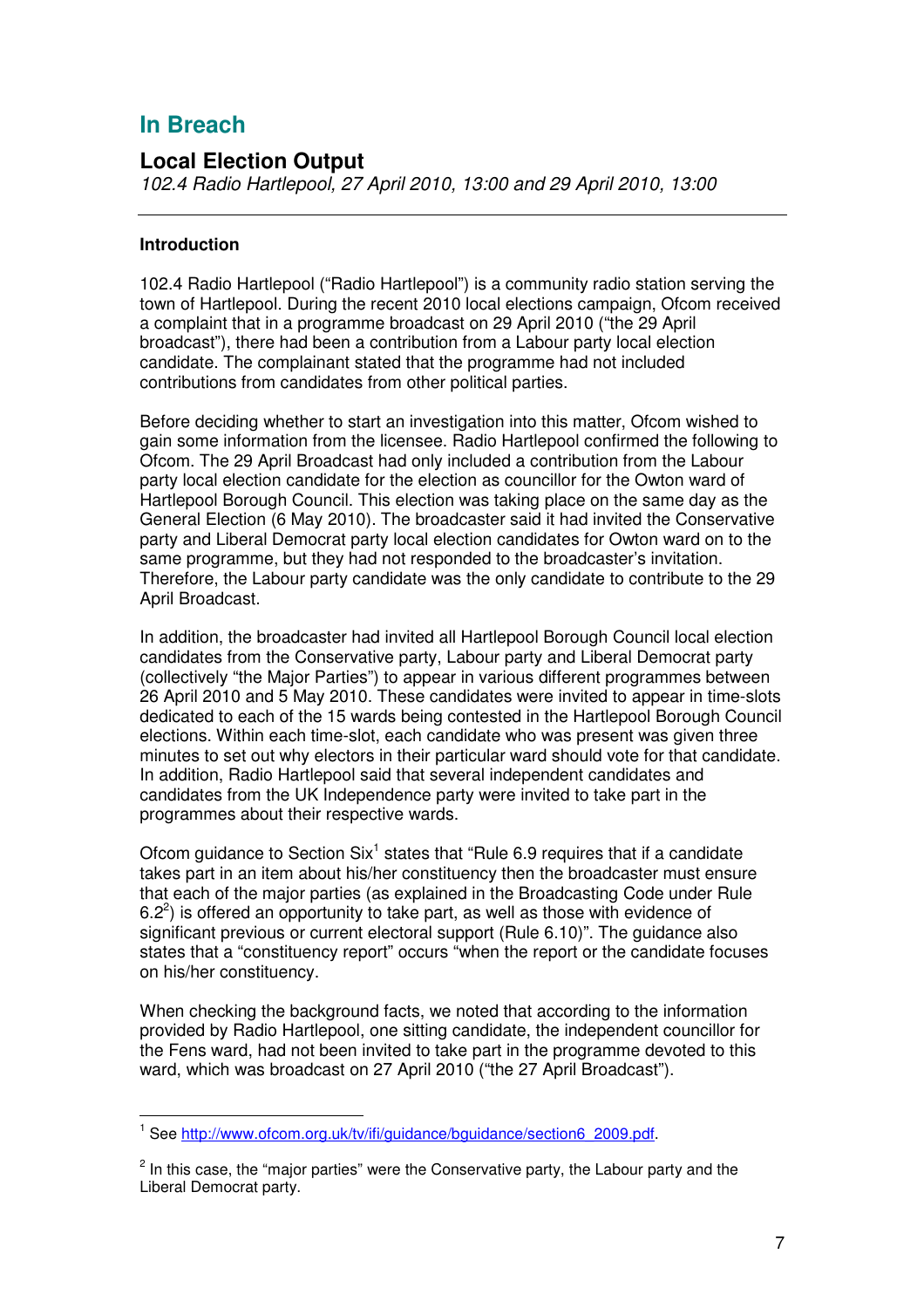# In Breach

## Local Election Output

*102.4 Radio Hartlepool, 27 April 2010, 13:00 and 29 April 2010, 13:00*

---

**Introduction**

102.4 Radio Hartlepool ("Radio Hartlepool") is a community radio station serving the town of Hartlepool. During the recent 2010 local elections campaign, Ofcom received a complaint that in a programme broadcast on 29 April 2010 ("the 29 April broadcast"), there had been a contribution from a Labour party local election candidate. The complainant stated that the programme had not included contributions from candidates from other political parties.

Before deciding whether to start an investigation into this matter, Ofcom wished to gain some information from the licensee. Radio Hartlepool confirmed the following to Ofcom. The 29 April Broadcast had only included a contribution from the Labour party local election candidate for the election as councillor for the Owton ward of Hartlepool Borough Council. This election was taking place on the same day as the General Election (6 May 2010). The broadcaster said it had invited the Conservative party and Liberal Democrat party local election candidates for Owton ward on to the same programme, but they had not responded to the broadcaster's invitation. Therefore, the Labour party candidate was the only candidate to contribute to the 29 April Broadcast.

In addition, the broadcaster had invited all Hartlepool Borough Council local election candidates from the Conservative party, Labour party and Liberal Democrat party (collectively "the Major Parties") to appear in various different programmes between 26 April 2010 and 5 May 2010. These candidates were invited to appear in time-slots dedicated to each of the 15 wards being contested in the Hartlepool Borough Council elections. Within each time-slot, each candidate who was present was given three minutes to set out why electors in their particular ward should vote for that candidate. In addition, Radio Hartlepool said that several independent candidates and candidates from the UK Independence party were invited to take part in the programmes about their respective wards.

Ofcom guidance to Section Six[1] states that "Rule 6.9 requires that if a candidate takes part in an item about his/her constituency then the broadcaster must ensure that each of the major parties (as explained in the Broadcasting Code under Rule 6.2[2]) is offered an opportunity to take part, as well as those with evidence of significant previous or current electoral support (Rule 6.10)". The guidance also states that a "constituency report" occurs "when the report or the candidate focuses on his/her constituency.

When checking the background facts, we noted that according to the information provided by Radio Hartlepool, one sitting candidate, the independent councillor for the Fens ward, had not been invited to take part in the programme devoted to this ward, which was broadcast on 27 April 2010 ("the 27 April Broadcast").

---

[1] See http://www.ofcom.org.uk/tv/ifi/guidance/bguidance/section6_2009.pdf.

[2] In this case, the "major parties" were the Conservative party, the Labour party and the Liberal Democrat party.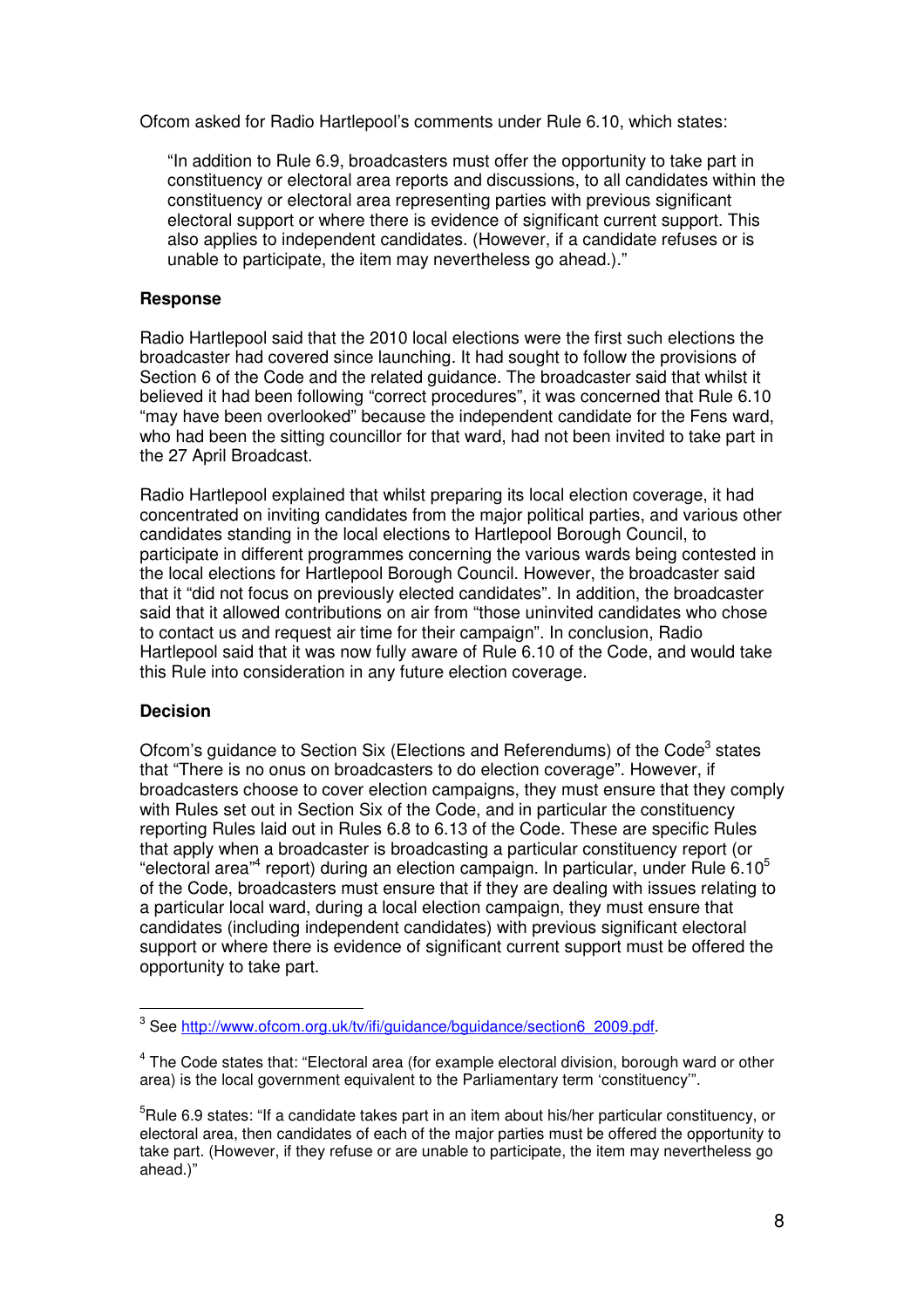Ofcom asked for Radio Hartlepool's comments under Rule 6.10, which states:

> "In addition to Rule 6.9, broadcasters must offer the opportunity to take part in constituency or electoral area reports and discussions, to all candidates within the constituency or electoral area representing parties with previous significant electoral support or where there is evidence of significant current support. This also applies to independent candidates. (However, if a candidate refuses or is unable to participate, the item may nevertheless go ahead.)."

### Response

Radio Hartlepool said that the 2010 local elections were the first such elections the broadcaster had covered since launching. It had sought to follow the provisions of Section 6 of the Code and the related guidance. The broadcaster said that whilst it believed it had been following "correct procedures", it was concerned that Rule 6.10 "may have been overlooked" because the independent candidate for the Fens ward, who had been the sitting councillor for that ward, had not been invited to take part in the 27 April Broadcast.

Radio Hartlepool explained that whilst preparing its local election coverage, it had concentrated on inviting candidates from the major political parties, and various other candidates standing in the local elections to Hartlepool Borough Council, to participate in different programmes concerning the various wards being contested in the local elections for Hartlepool Borough Council. However, the broadcaster said that it "did not focus on previously elected candidates". In addition, the broadcaster said that it allowed contributions on air from "those uninvited candidates who chose to contact us and request air time for their campaign". In conclusion, Radio Hartlepool said that it was now fully aware of Rule 6.10 of the Code, and would take this Rule into consideration in any future election coverage.

### Decision

Ofcom's guidance to Section Six (Elections and Referendums) of the Code[3] states that "There is no onus on broadcasters to do election coverage". However, if broadcasters choose to cover election campaigns, they must ensure that they comply with Rules set out in Section Six of the Code, and in particular the constituency reporting Rules laid out in Rules 6.8 to 6.13 of the Code. These are specific Rules that apply when a broadcaster is broadcasting a particular constituency report (or "electoral area"[4] report) during an election campaign. In particular, under Rule 6.10[5] of the Code, broadcasters must ensure that if they are dealing with issues relating to a particular local ward, during a local election campaign, they must ensure that candidates (including independent candidates) with previous significant electoral support or where there is evidence of significant current support must be offered the opportunity to take part.

---

[3] See http://www.ofcom.org.uk/tv/ifi/guidance/bguidance/section6_2009.pdf.

[4] The Code states that: "Electoral area (for example electoral division, borough ward or other area) is the local government equivalent to the Parliamentary term 'constituency'".

[5] Rule 6.9 states: "If a candidate takes part in an item about his/her particular constituency, or electoral area, then candidates of each of the major parties must be offered the opportunity to take part. (However, if they refuse or are unable to participate, the item may nevertheless go ahead.)"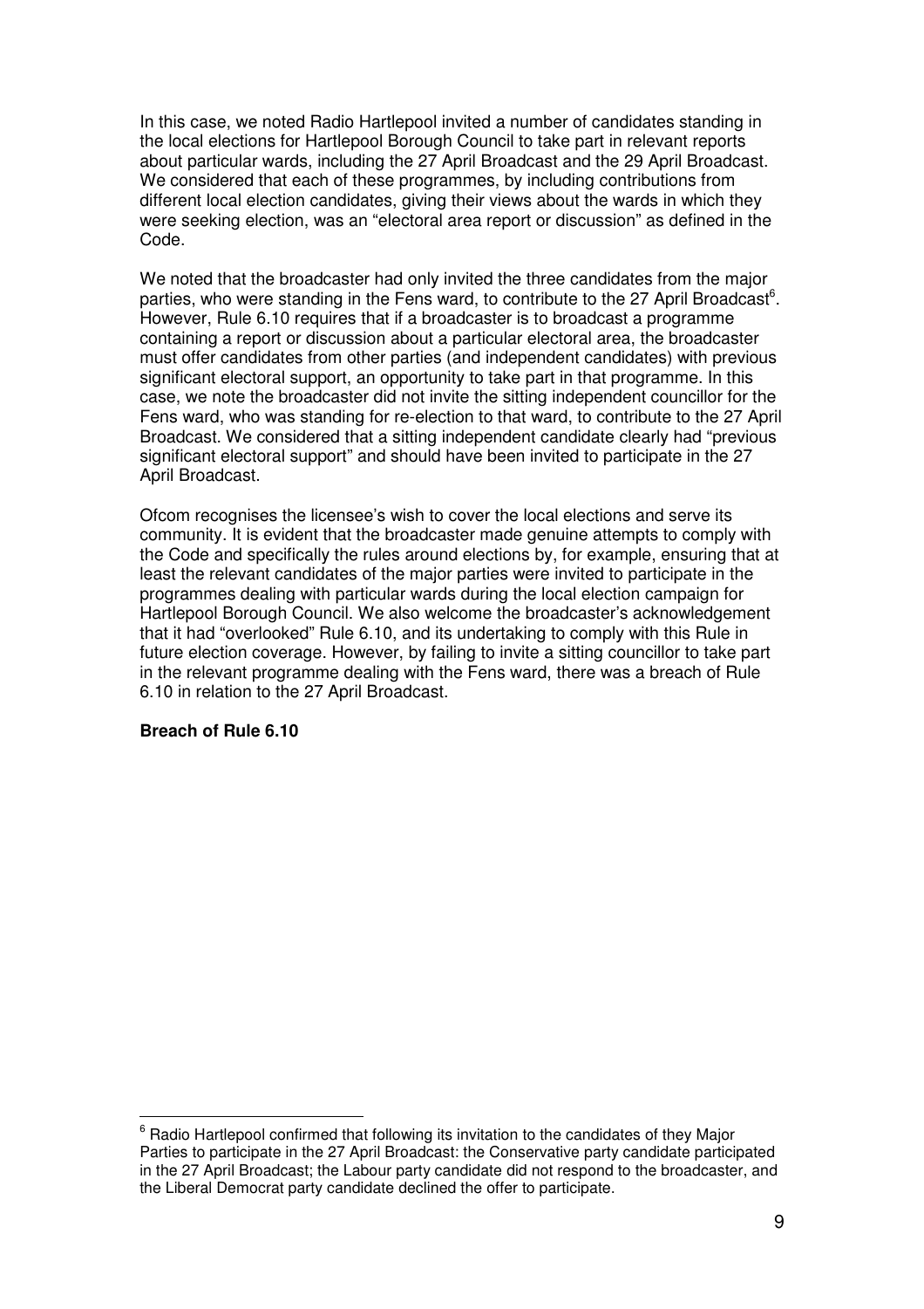In this case, we noted Radio Hartlepool invited a number of candidates standing in the local elections for Hartlepool Borough Council to take part in relevant reports about particular wards, including the 27 April Broadcast and the 29 April Broadcast. We considered that each of these programmes, by including contributions from different local election candidates, giving their views about the wards in which they were seeking election, was an "electoral area report or discussion" as defined in the Code.

We noted that the broadcaster had only invited the three candidates from the major parties, who were standing in the Fens ward, to contribute to the 27 April Broadcast[6]. However, Rule 6.10 requires that if a broadcaster is to broadcast a programme containing a report or discussion about a particular electoral area, the broadcaster must offer candidates from other parties (and independent candidates) with previous significant electoral support, an opportunity to take part in that programme. In this case, we note the broadcaster did not invite the sitting independent councillor for the Fens ward, who was standing for re-election to that ward, to contribute to the 27 April Broadcast. We considered that a sitting independent candidate clearly had "previous significant electoral support" and should have been invited to participate in the 27 April Broadcast.

Ofcom recognises the licensee's wish to cover the local elections and serve its community. It is evident that the broadcaster made genuine attempts to comply with the Code and specifically the rules around elections by, for example, ensuring that at least the relevant candidates of the major parties were invited to participate in the programmes dealing with particular wards during the local election campaign for Hartlepool Borough Council. We also welcome the broadcaster's acknowledgement that it had "overlooked" Rule 6.10, and its undertaking to comply with this Rule in future election coverage. However, by failing to invite a sitting councillor to take part in the relevant programme dealing with the Fens ward, there was a breach of Rule 6.10 in relation to the 27 April Broadcast.

**Breach of Rule 6.10**

---

[6] Radio Hartlepool confirmed that following its invitation to the candidates of they Major Parties to participate in the 27 April Broadcast: the Conservative party candidate participated in the 27 April Broadcast; the Labour party candidate did not respond to the broadcaster, and the Liberal Democrat party candidate declined the offer to participate.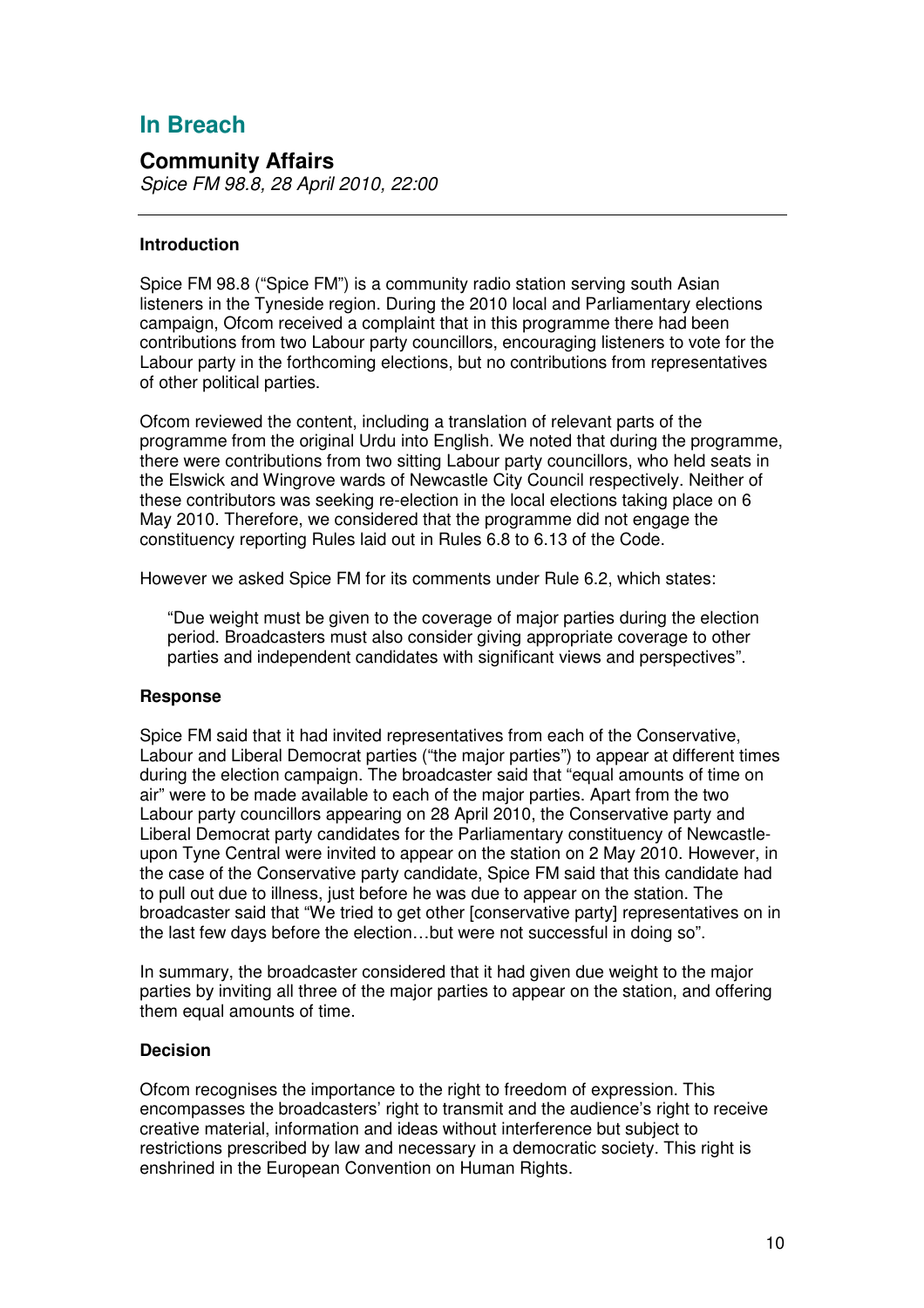## In Breach

### Community Affairs

*Spice FM 98.8, 28 April 2010, 22:00*

---

**Introduction**

Spice FM 98.8 ("Spice FM") is a community radio station serving south Asian listeners in the Tyneside region. During the 2010 local and Parliamentary elections campaign, Ofcom received a complaint that in this programme there had been contributions from two Labour party councillors, encouraging listeners to vote for the Labour party in the forthcoming elections, but no contributions from representatives of other political parties.

Ofcom reviewed the content, including a translation of relevant parts of the programme from the original Urdu into English. We noted that during the programme, there were contributions from two sitting Labour party councillors, who held seats in the Elswick and Wingrove wards of Newcastle City Council respectively. Neither of these contributors was seeking re-election in the local elections taking place on 6 May 2010. Therefore, we considered that the programme did not engage the constituency reporting Rules laid out in Rules 6.8 to 6.13 of the Code.

However we asked Spice FM for its comments under Rule 6.2, which states:

> "Due weight must be given to the coverage of major parties during the election period. Broadcasters must also consider giving appropriate coverage to other parties and independent candidates with significant views and perspectives".

**Response**

Spice FM said that it had invited representatives from each of the Conservative, Labour and Liberal Democrat parties ("the major parties") to appear at different times during the election campaign. The broadcaster said that "equal amounts of time on air" were to be made available to each of the major parties. Apart from the two Labour party councillors appearing on 28 April 2010, the Conservative party and Liberal Democrat party candidates for the Parliamentary constituency of Newcastle-upon Tyne Central were invited to appear on the station on 2 May 2010. However, in the case of the Conservative party candidate, Spice FM said that this candidate had to pull out due to illness, just before he was due to appear on the station. The broadcaster said that "We tried to get other [conservative party] representatives on in the last few days before the election…but were not successful in doing so".

In summary, the broadcaster considered that it had given due weight to the major parties by inviting all three of the major parties to appear on the station, and offering them equal amounts of time.

**Decision**

Ofcom recognises the importance to the right to freedom of expression. This encompasses the broadcasters' right to transmit and the audience's right to receive creative material, information and ideas without interference but subject to restrictions prescribed by law and necessary in a democratic society. This right is enshrined in the European Convention on Human Rights.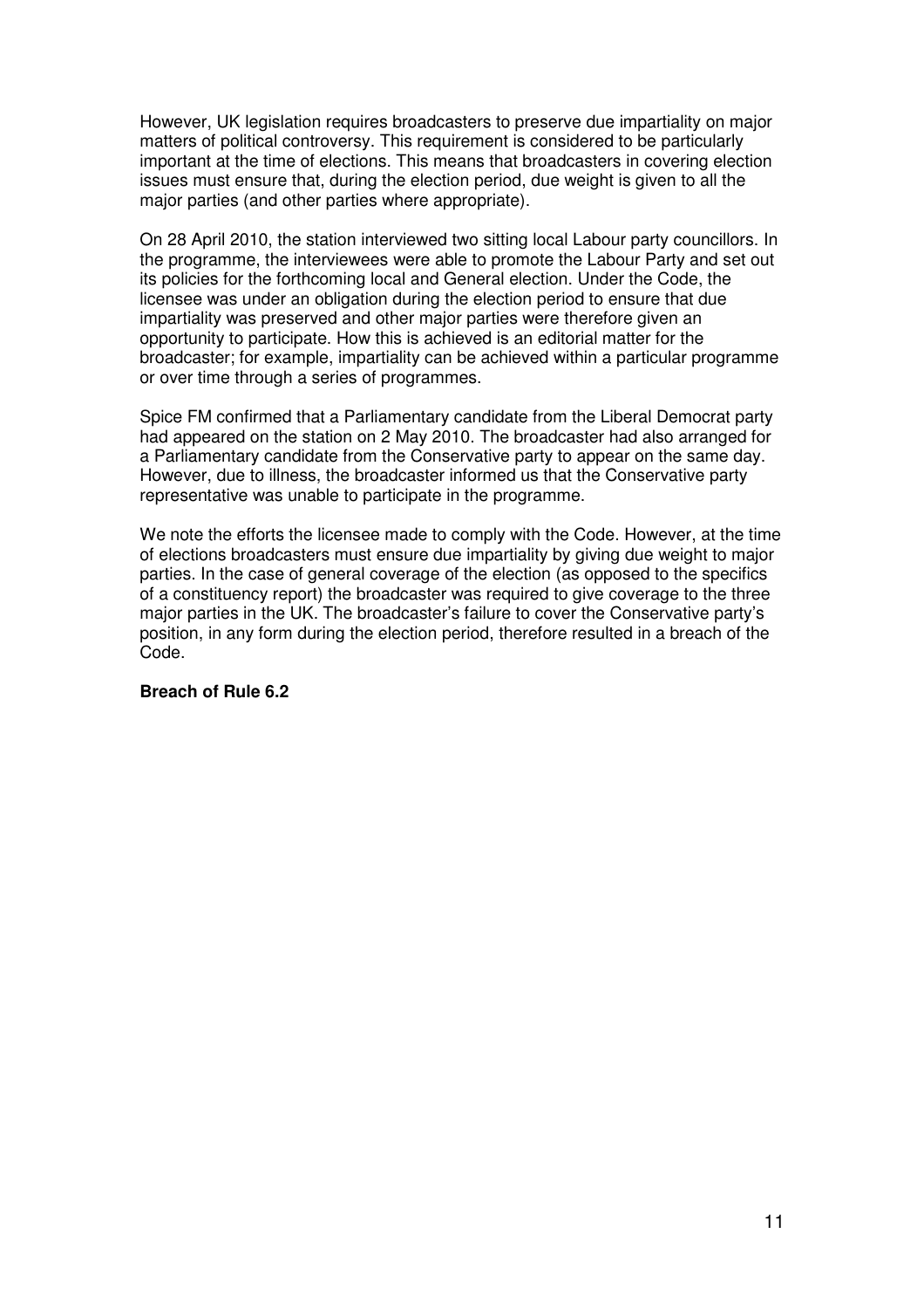However, UK legislation requires broadcasters to preserve due impartiality on major matters of political controversy. This requirement is considered to be particularly important at the time of elections. This means that broadcasters in covering election issues must ensure that, during the election period, due weight is given to all the major parties (and other parties where appropriate).

On 28 April 2010, the station interviewed two sitting local Labour party councillors. In the programme, the interviewees were able to promote the Labour Party and set out its policies for the forthcoming local and General election. Under the Code, the licensee was under an obligation during the election period to ensure that due impartiality was preserved and other major parties were therefore given an opportunity to participate. How this is achieved is an editorial matter for the broadcaster; for example, impartiality can be achieved within a particular programme or over time through a series of programmes.

Spice FM confirmed that a Parliamentary candidate from the Liberal Democrat party had appeared on the station on 2 May 2010. The broadcaster had also arranged for a Parliamentary candidate from the Conservative party to appear on the same day. However, due to illness, the broadcaster informed us that the Conservative party representative was unable to participate in the programme.

We note the efforts the licensee made to comply with the Code. However, at the time of elections broadcasters must ensure due impartiality by giving due weight to major parties. In the case of general coverage of the election (as opposed to the specifics of a constituency report) the broadcaster was required to give coverage to the three major parties in the UK. The broadcaster's failure to cover the Conservative party's position, in any form during the election period, therefore resulted in a breach of the Code.

**Breach of Rule 6.2**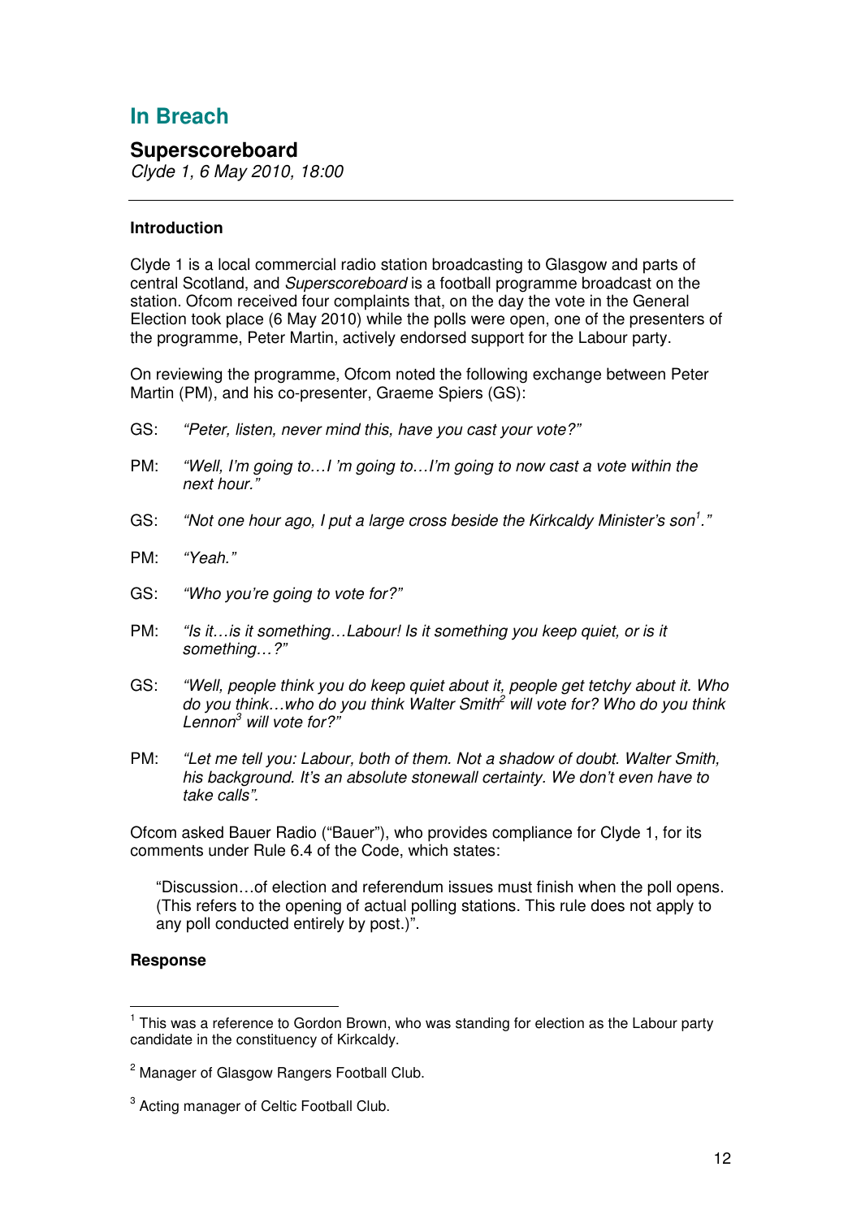## In Breach

### Superscoreboard

*Clyde 1, 6 May 2010, 18:00*

---

**Introduction**

Clyde 1 is a local commercial radio station broadcasting to Glasgow and parts of central Scotland, and *Superscoreboard* is a football programme broadcast on the station. Ofcom received four complaints that, on the day the vote in the General Election took place (6 May 2010) while the polls were open, one of the presenters of the programme, Peter Martin, actively endorsed support for the Labour party.

On reviewing the programme, Ofcom noted the following exchange between Peter Martin (PM), and his co-presenter, Graeme Spiers (GS):

GS: *"Peter, listen, never mind this, have you cast your vote?"*

PM: *"Well, I'm going to…I 'm going to…I'm going to now cast a vote within the next hour."*

GS: *"Not one hour ago, I put a large cross beside the Kirkcaldy Minister's son[1]."*

PM: *"Yeah."*

GS: *"Who you're going to vote for?"*

PM: *"Is it…is it something…Labour! Is it something you keep quiet, or is it something…?"*

GS: *"Well, people think you do keep quiet about it, people get tetchy about it. Who do you think…who do you think Walter Smith[2] will vote for? Who do you think Lennon[3] will vote for?"*

PM: *"Let me tell you: Labour, both of them. Not a shadow of doubt. Walter Smith, his background. It's an absolute stonewall certainty. We don't even have to take calls".*

Ofcom asked Bauer Radio ("Bauer"), who provides compliance for Clyde 1, for its comments under Rule 6.4 of the Code, which states:

> "Discussion…of election and referendum issues must finish when the poll opens. (This refers to the opening of actual polling stations. This rule does not apply to any poll conducted entirely by post.)".

**Response**

---

[1] This was a reference to Gordon Brown, who was standing for election as the Labour party candidate in the constituency of Kirkcaldy.

[2] Manager of Glasgow Rangers Football Club.

[3] Acting manager of Celtic Football Club.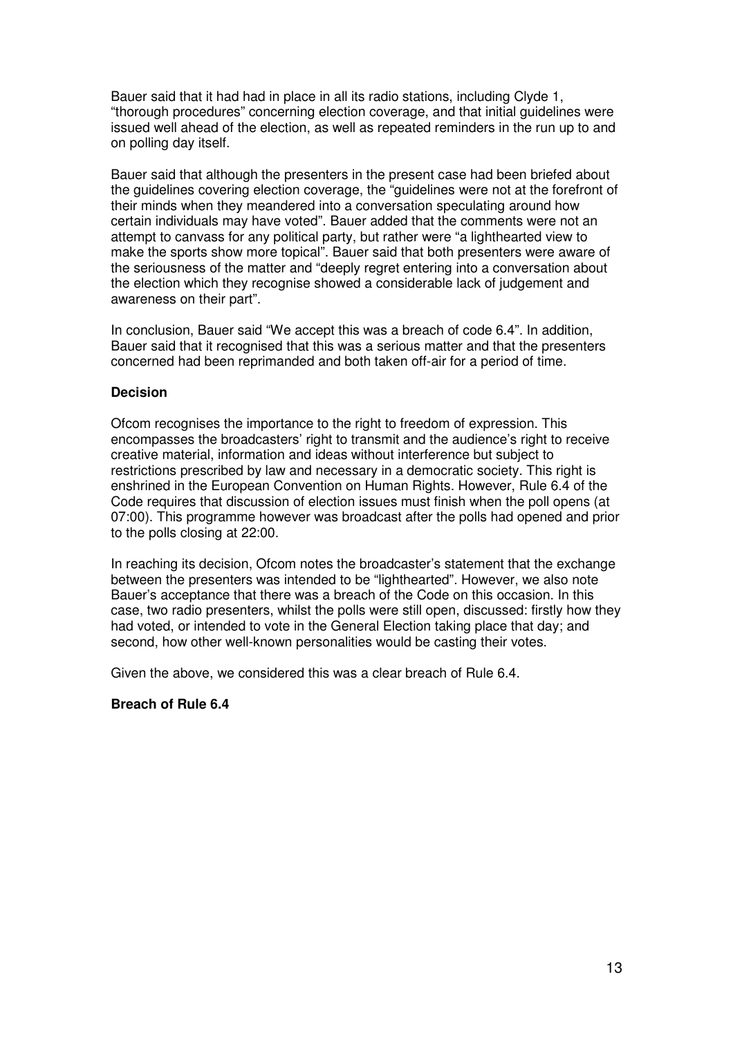Bauer said that it had had in place in all its radio stations, including Clyde 1, "thorough procedures" concerning election coverage, and that initial guidelines were issued well ahead of the election, as well as repeated reminders in the run up to and on polling day itself.

Bauer said that although the presenters in the present case had been briefed about the guidelines covering election coverage, the "guidelines were not at the forefront of their minds when they meandered into a conversation speculating around how certain individuals may have voted". Bauer added that the comments were not an attempt to canvass for any political party, but rather were "a lighthearted view to make the sports show more topical". Bauer said that both presenters were aware of the seriousness of the matter and "deeply regret entering into a conversation about the election which they recognise showed a considerable lack of judgement and awareness on their part".

In conclusion, Bauer said "We accept this was a breach of code 6.4". In addition, Bauer said that it recognised that this was a serious matter and that the presenters concerned had been reprimanded and both taken off-air for a period of time.

**Decision**

Ofcom recognises the importance to the right to freedom of expression. This encompasses the broadcasters' right to transmit and the audience's right to receive creative material, information and ideas without interference but subject to restrictions prescribed by law and necessary in a democratic society. This right is enshrined in the European Convention on Human Rights. However, Rule 6.4 of the Code requires that discussion of election issues must finish when the poll opens (at 07:00). This programme however was broadcast after the polls had opened and prior to the polls closing at 22:00.

In reaching its decision, Ofcom notes the broadcaster's statement that the exchange between the presenters was intended to be "lighthearted". However, we also note Bauer's acceptance that there was a breach of the Code on this occasion. In this case, two radio presenters, whilst the polls were still open, discussed: firstly how they had voted, or intended to vote in the General Election taking place that day; and second, how other well-known personalities would be casting their votes.

Given the above, we considered this was a clear breach of Rule 6.4.

**Breach of Rule 6.4**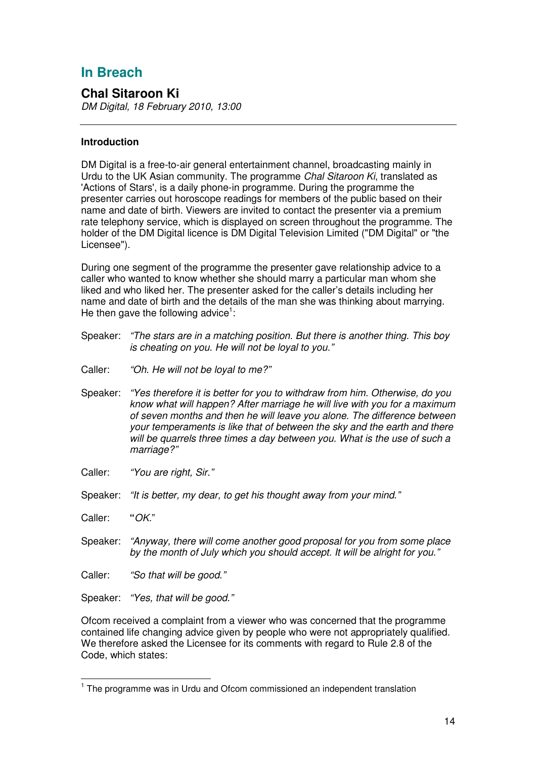## In Breach

### Chal Sitaroon Ki

*DM Digital, 18 February 2010, 13:00*

---

**Introduction**

DM Digital is a free-to-air general entertainment channel, broadcasting mainly in Urdu to the UK Asian community. The programme *Chal Sitaroon Ki*, translated as 'Actions of Stars', is a daily phone-in programme. During the programme the presenter carries out horoscope readings for members of the public based on their name and date of birth. Viewers are invited to contact the presenter via a premium rate telephony service, which is displayed on screen throughout the programme. The holder of the DM Digital licence is DM Digital Television Limited ("DM Digital" or "the Licensee").

During one segment of the programme the presenter gave relationship advice to a caller who wanted to know whether she should marry a particular man whom she liked and who liked her. The presenter asked for the caller's details including her name and date of birth and the details of the man she was thinking about marrying. He then gave the following advice[1]:

Speaker: *"The stars are in a matching position. But there is another thing. This boy is cheating on you. He will not be loyal to you."*

Caller: *"Oh. He will not be loyal to me?"*

Speaker: *"Yes therefore it is better for you to withdraw from him. Otherwise, do you know what will happen? After marriage he will live with you for a maximum of seven months and then he will leave you alone. The difference between your temperaments is like that of between the sky and the earth and there will be quarrels three times a day between you. What is the use of such a marriage?"*

Caller: *"You are right, Sir."*

Speaker: *"It is better, my dear, to get his thought away from your mind."*

Caller: **"***OK.*"

Speaker: *"Anyway, there will come another good proposal for you from some place by the month of July which you should accept. It will be alright for you."*

Caller: *"So that will be good."*

Speaker: *"Yes, that will be good."*

Ofcom received a complaint from a viewer who was concerned that the programme contained life changing advice given by people who were not appropriately qualified. We therefore asked the Licensee for its comments with regard to Rule 2.8 of the Code, which states:

---

[1] The programme was in Urdu and Ofcom commissioned an independent translation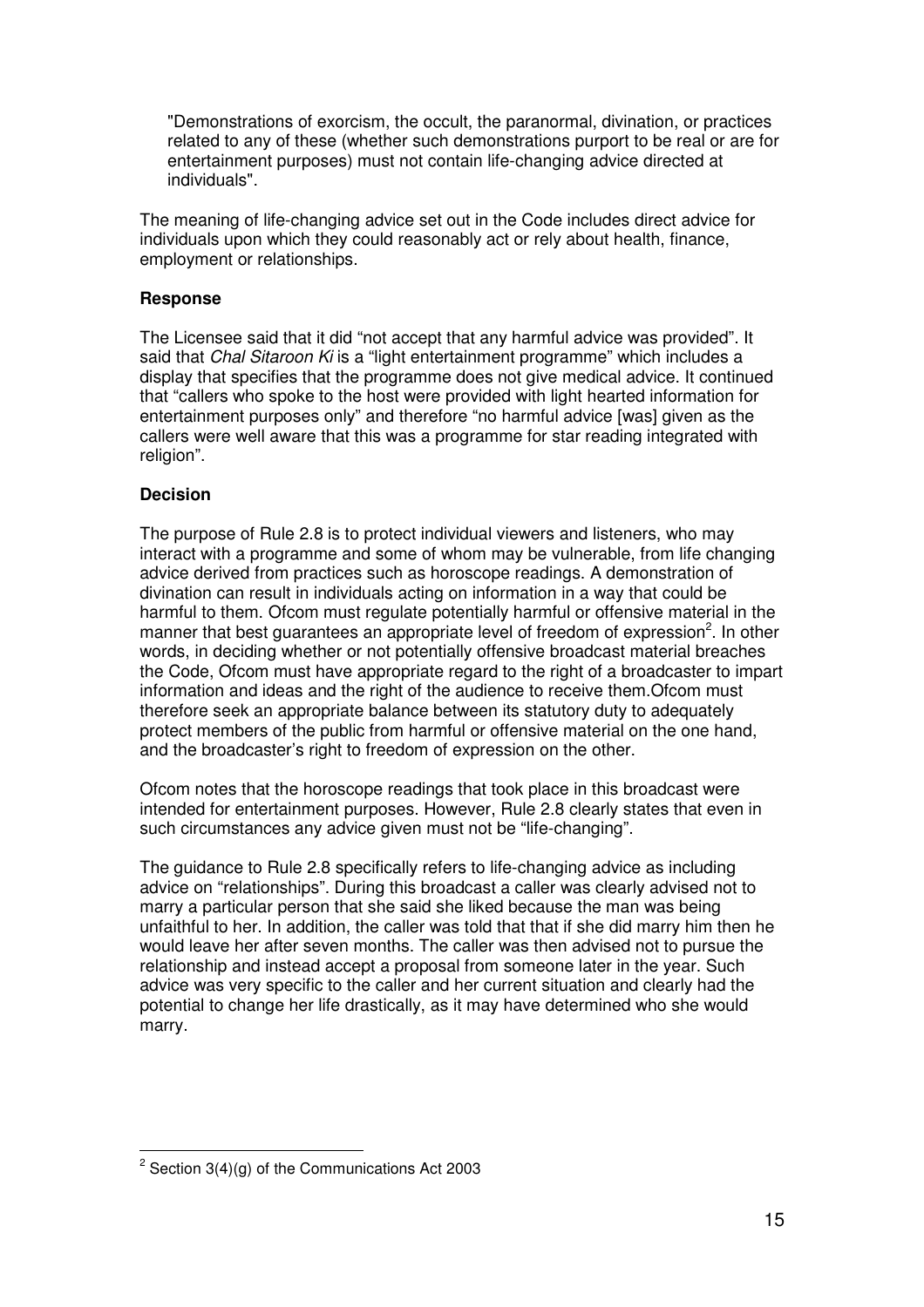> "Demonstrations of exorcism, the occult, the paranormal, divination, or practices related to any of these (whether such demonstrations purport to be real or are for entertainment purposes) must not contain life-changing advice directed at individuals".

The meaning of life-changing advice set out in the Code includes direct advice for individuals upon which they could reasonably act or rely about health, finance, employment or relationships.

**Response**

The Licensee said that it did "not accept that any harmful advice was provided". It said that *Chal Sitaroon Ki* is a "light entertainment programme" which includes a display that specifies that the programme does not give medical advice. It continued that "callers who spoke to the host were provided with light hearted information for entertainment purposes only" and therefore "no harmful advice [was] given as the callers were well aware that this was a programme for star reading integrated with religion".

**Decision**

The purpose of Rule 2.8 is to protect individual viewers and listeners, who may interact with a programme and some of whom may be vulnerable, from life changing advice derived from practices such as horoscope readings. A demonstration of divination can result in individuals acting on information in a way that could be harmful to them. Ofcom must regulate potentially harmful or offensive material in the manner that best guarantees an appropriate level of freedom of expression[2]. In other words, in deciding whether or not potentially offensive broadcast material breaches the Code, Ofcom must have appropriate regard to the right of a broadcaster to impart information and ideas and the right of the audience to receive them.Ofcom must therefore seek an appropriate balance between its statutory duty to adequately protect members of the public from harmful or offensive material on the one hand, and the broadcaster's right to freedom of expression on the other.

Ofcom notes that the horoscope readings that took place in this broadcast were intended for entertainment purposes. However, Rule 2.8 clearly states that even in such circumstances any advice given must not be "life-changing".

The guidance to Rule 2.8 specifically refers to life-changing advice as including advice on "relationships". During this broadcast a caller was clearly advised not to marry a particular person that she said she liked because the man was being unfaithful to her. In addition, the caller was told that that if she did marry him then he would leave her after seven months. The caller was then advised not to pursue the relationship and instead accept a proposal from someone later in the year. Such advice was very specific to the caller and her current situation and clearly had the potential to change her life drastically, as it may have determined who she would marry.

---

[2] Section 3(4)(g) of the Communications Act 2003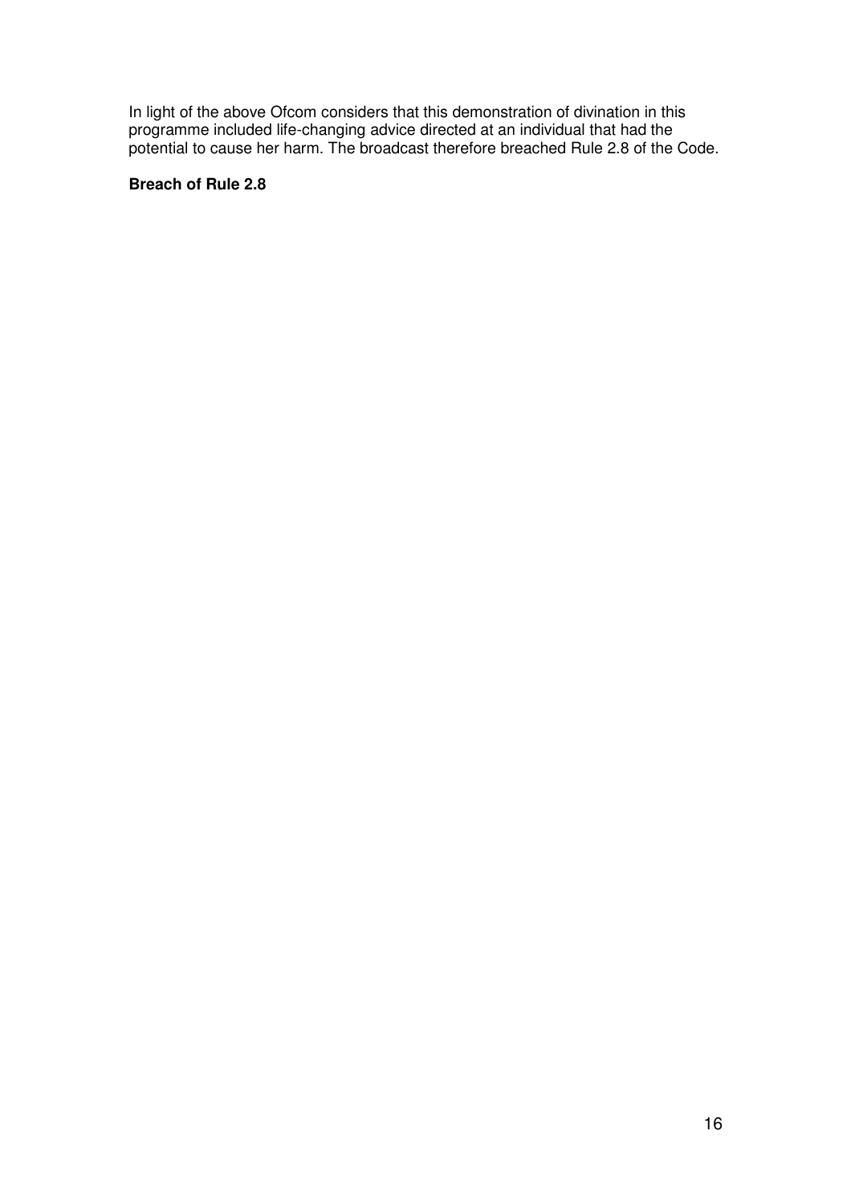In light of the above Ofcom considers that this demonstration of divination in this programme included life-changing advice directed at an individual that had the potential to cause her harm. The broadcast therefore breached Rule 2.8 of the Code.

**Breach of Rule 2.8**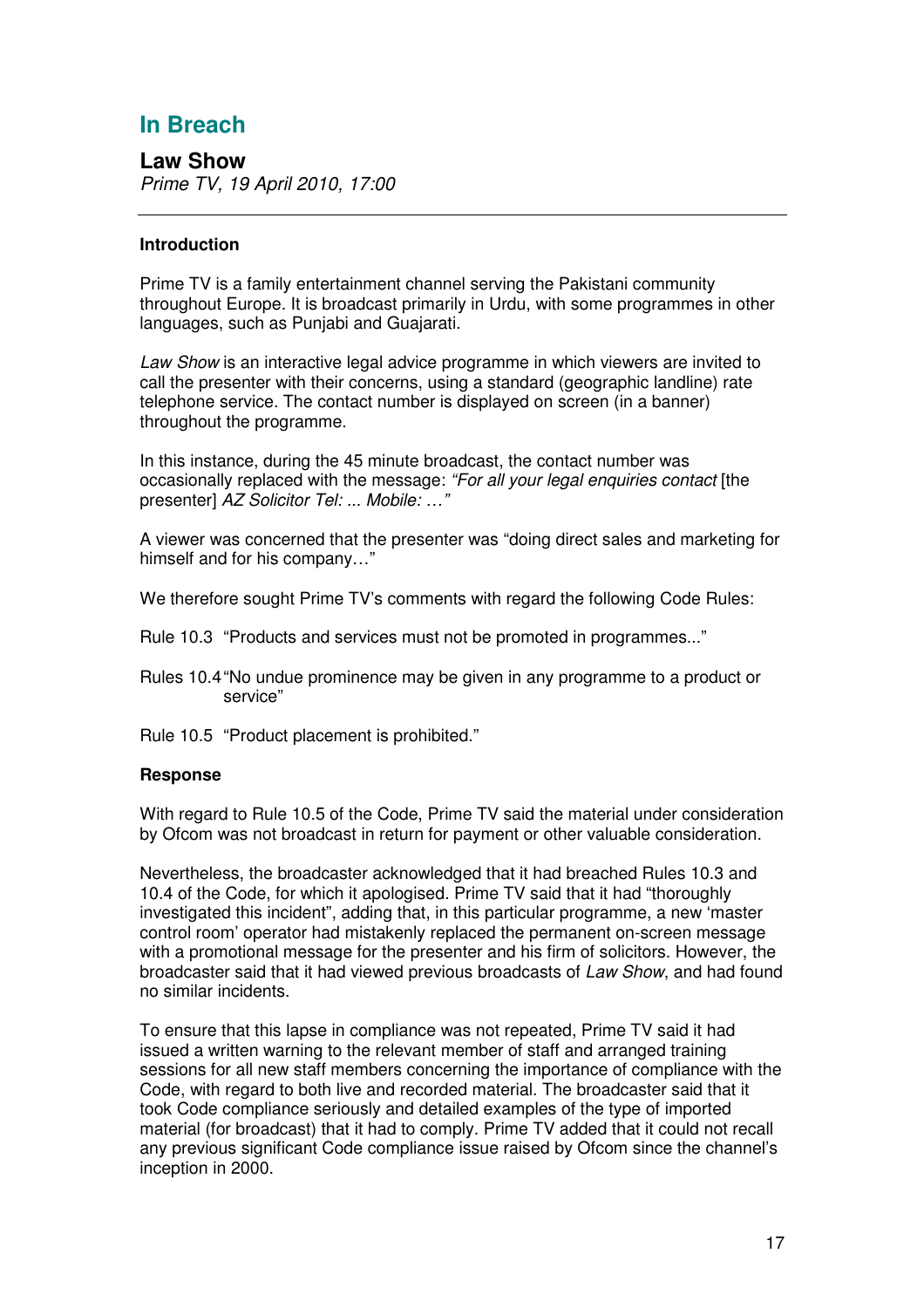# In Breach

## Law Show

*Prime TV, 19 April 2010, 17:00*

---

### Introduction

Prime TV is a family entertainment channel serving the Pakistani community throughout Europe. It is broadcast primarily in Urdu, with some programmes in other languages, such as Punjabi and Guajarati.

*Law Show* is an interactive legal advice programme in which viewers are invited to call the presenter with their concerns, using a standard (geographic landline) rate telephone service. The contact number is displayed on screen (in a banner) throughout the programme.

In this instance, during the 45 minute broadcast, the contact number was occasionally replaced with the message: *"For all your legal enquiries contact* [the presenter] *AZ Solicitor Tel: ... Mobile: …"*

A viewer was concerned that the presenter was "doing direct sales and marketing for himself and for his company…"

We therefore sought Prime TV's comments with regard the following Code Rules:

Rule 10.3 "Products and services must not be promoted in programmes..."

Rules 10.4 "No undue prominence may be given in any programme to a product or service"

Rule 10.5 "Product placement is prohibited."

### Response

With regard to Rule 10.5 of the Code, Prime TV said the material under consideration by Ofcom was not broadcast in return for payment or other valuable consideration.

Nevertheless, the broadcaster acknowledged that it had breached Rules 10.3 and 10.4 of the Code, for which it apologised. Prime TV said that it had "thoroughly investigated this incident", adding that, in this particular programme, a new 'master control room' operator had mistakenly replaced the permanent on-screen message with a promotional message for the presenter and his firm of solicitors. However, the broadcaster said that it had viewed previous broadcasts of *Law Show*, and had found no similar incidents.

To ensure that this lapse in compliance was not repeated, Prime TV said it had issued a written warning to the relevant member of staff and arranged training sessions for all new staff members concerning the importance of compliance with the Code, with regard to both live and recorded material. The broadcaster said that it took Code compliance seriously and detailed examples of the type of imported material (for broadcast) that it had to comply. Prime TV added that it could not recall any previous significant Code compliance issue raised by Ofcom since the channel's inception in 2000.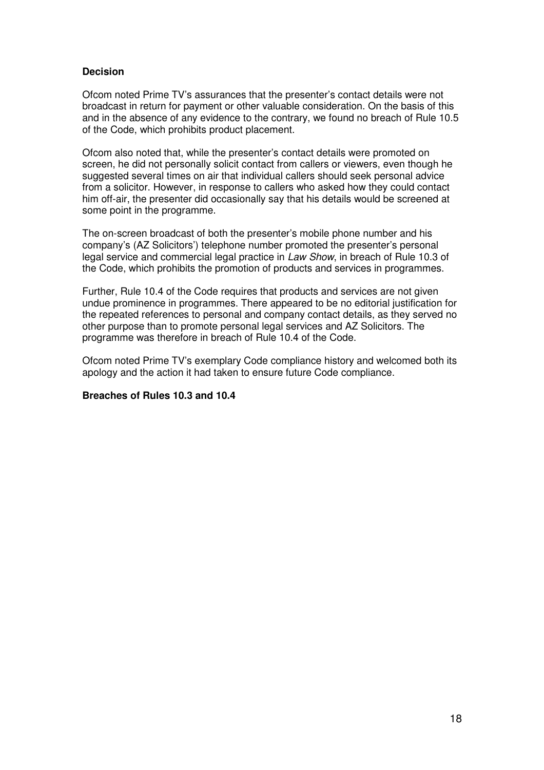**Decision**

Ofcom noted Prime TV's assurances that the presenter's contact details were not broadcast in return for payment or other valuable consideration. On the basis of this and in the absence of any evidence to the contrary, we found no breach of Rule 10.5 of the Code, which prohibits product placement.

Ofcom also noted that, while the presenter's contact details were promoted on screen, he did not personally solicit contact from callers or viewers, even though he suggested several times on air that individual callers should seek personal advice from a solicitor. However, in response to callers who asked how they could contact him off-air, the presenter did occasionally say that his details would be screened at some point in the programme.

The on-screen broadcast of both the presenter's mobile phone number and his company's (AZ Solicitors') telephone number promoted the presenter's personal legal service and commercial legal practice in *Law Show*, in breach of Rule 10.3 of the Code, which prohibits the promotion of products and services in programmes.

Further, Rule 10.4 of the Code requires that products and services are not given undue prominence in programmes. There appeared to be no editorial justification for the repeated references to personal and company contact details, as they served no other purpose than to promote personal legal services and AZ Solicitors. The programme was therefore in breach of Rule 10.4 of the Code.

Ofcom noted Prime TV's exemplary Code compliance history and welcomed both its apology and the action it had taken to ensure future Code compliance.

**Breaches of Rules 10.3 and 10.4**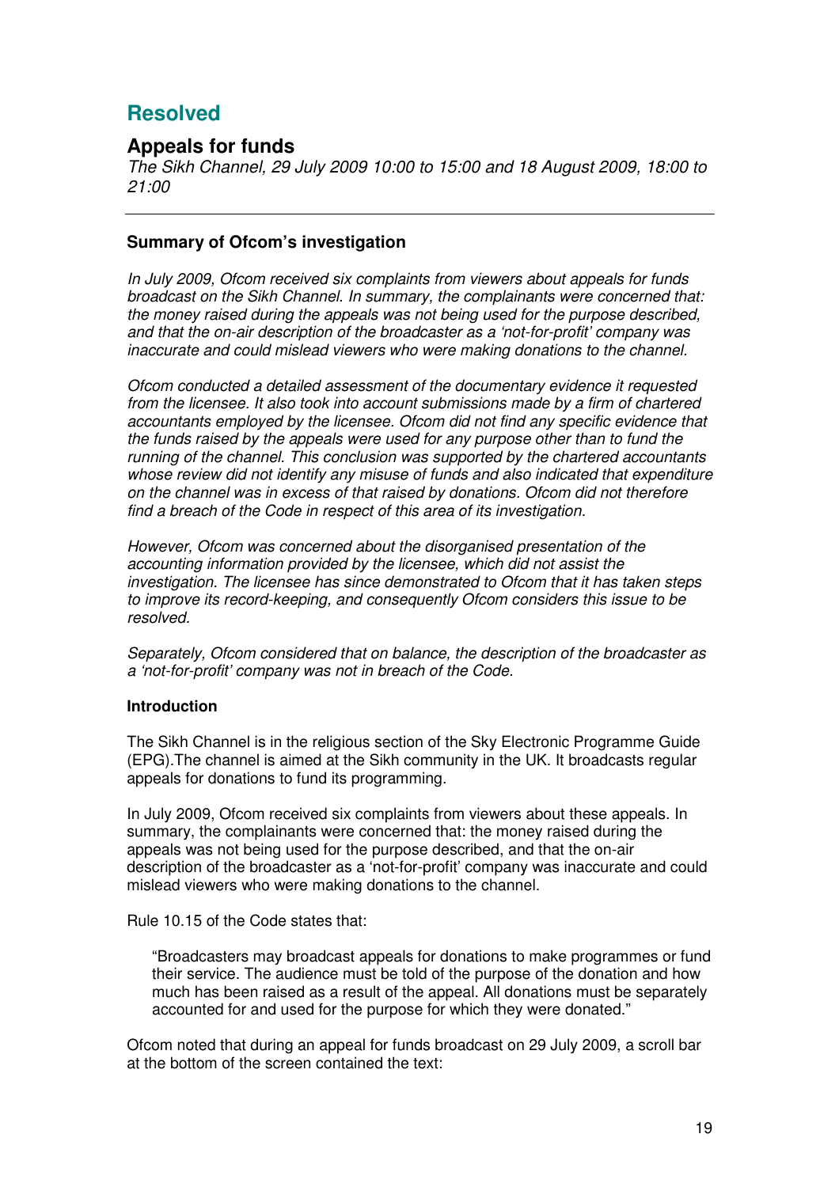# Resolved

## Appeals for funds

*The Sikh Channel, 29 July 2009 10:00 to 15:00 and 18 August 2009, 18:00 to 21:00*

---

### Summary of Ofcom's investigation

*In July 2009, Ofcom received six complaints from viewers about appeals for funds broadcast on the Sikh Channel. In summary, the complainants were concerned that: the money raised during the appeals was not being used for the purpose described, and that the on-air description of the broadcaster as a 'not-for-profit' company was inaccurate and could mislead viewers who were making donations to the channel.*

*Ofcom conducted a detailed assessment of the documentary evidence it requested from the licensee. It also took into account submissions made by a firm of chartered accountants employed by the licensee. Ofcom did not find any specific evidence that the funds raised by the appeals were used for any purpose other than to fund the running of the channel. This conclusion was supported by the chartered accountants whose review did not identify any misuse of funds and also indicated that expenditure on the channel was in excess of that raised by donations. Ofcom did not therefore find a breach of the Code in respect of this area of its investigation.*

*However, Ofcom was concerned about the disorganised presentation of the accounting information provided by the licensee, which did not assist the investigation. The licensee has since demonstrated to Ofcom that it has taken steps to improve its record-keeping, and consequently Ofcom considers this issue to be resolved.*

*Separately, Ofcom considered that on balance, the description of the broadcaster as a 'not-for-profit' company was not in breach of the Code.*

#### Introduction

The Sikh Channel is in the religious section of the Sky Electronic Programme Guide (EPG).The channel is aimed at the Sikh community in the UK. It broadcasts regular appeals for donations to fund its programming.

In July 2009, Ofcom received six complaints from viewers about these appeals. In summary, the complainants were concerned that: the money raised during the appeals was not being used for the purpose described, and that the on-air description of the broadcaster as a 'not-for-profit' company was inaccurate and could mislead viewers who were making donations to the channel.

Rule 10.15 of the Code states that:

> "Broadcasters may broadcast appeals for donations to make programmes or fund their service. The audience must be told of the purpose of the donation and how much has been raised as a result of the appeal. All donations must be separately accounted for and used for the purpose for which they were donated."

Ofcom noted that during an appeal for funds broadcast on 29 July 2009, a scroll bar at the bottom of the screen contained the text: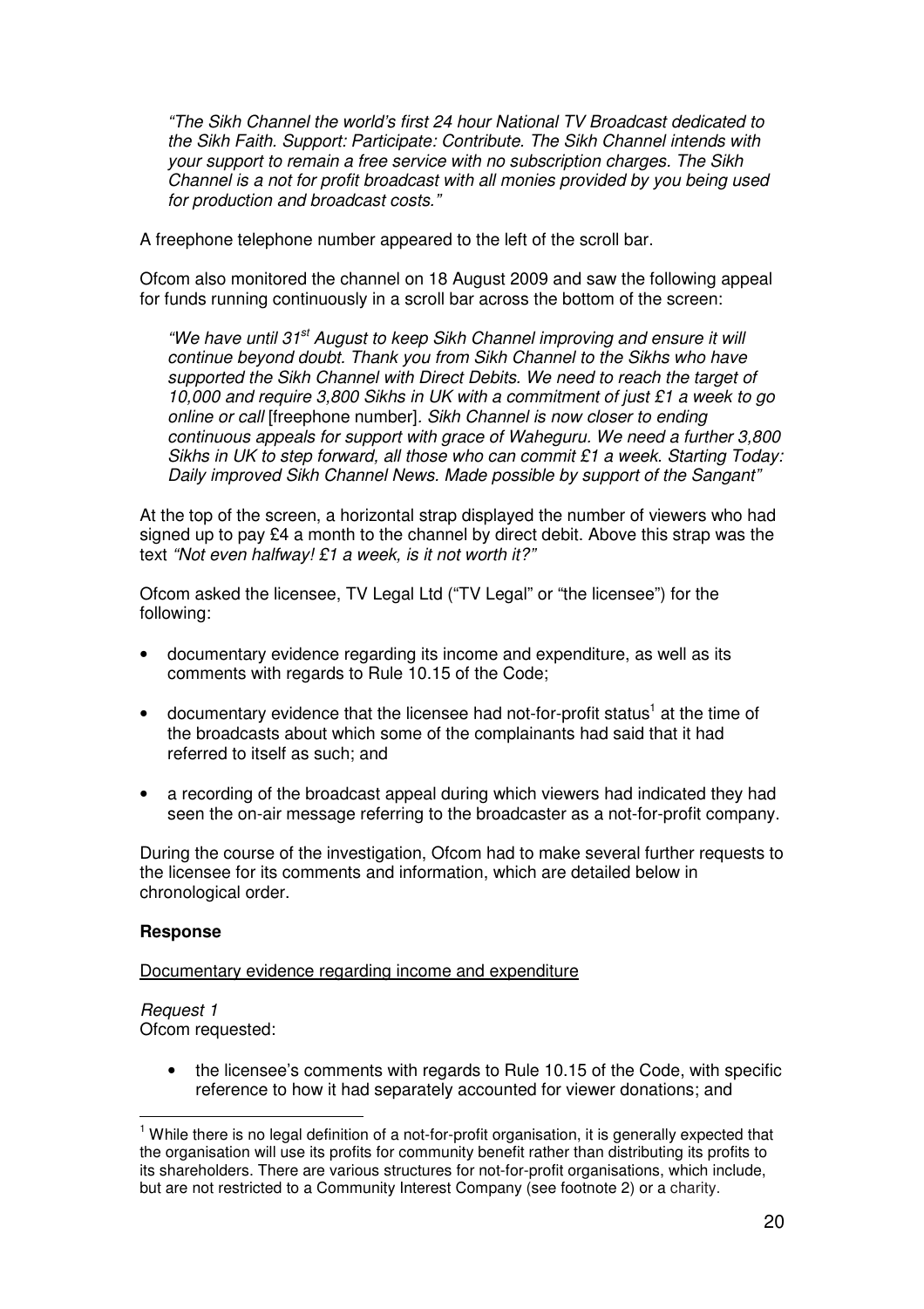*"The Sikh Channel the world's first 24 hour National TV Broadcast dedicated to the Sikh Faith. Support: Participate: Contribute. The Sikh Channel intends with your support to remain a free service with no subscription charges. The Sikh Channel is a not for profit broadcast with all monies provided by you being used for production and broadcast costs."*

A freephone telephone number appeared to the left of the scroll bar.

Ofcom also monitored the channel on 18 August 2009 and saw the following appeal for funds running continuously in a scroll bar across the bottom of the screen:

*"We have until 31st August to keep Sikh Channel improving and ensure it will continue beyond doubt. Thank you from Sikh Channel to the Sikhs who have supported the Sikh Channel with Direct Debits. We need to reach the target of 10,000 and require 3,800 Sikhs in UK with a commitment of just £1 a week to go online or call* [freephone number]. *Sikh Channel is now closer to ending continuous appeals for support with grace of Waheguru. We need a further 3,800 Sikhs in UK to step forward, all those who can commit £1 a week. Starting Today: Daily improved Sikh Channel News. Made possible by support of the Sangant"*

At the top of the screen, a horizontal strap displayed the number of viewers who had signed up to pay £4 a month to the channel by direct debit. Above this strap was the text *"Not even halfway! £1 a week, is it not worth it?"*

Ofcom asked the licensee, TV Legal Ltd ("TV Legal" or "the licensee") for the following:

- documentary evidence regarding its income and expenditure, as well as its comments with regards to Rule 10.15 of the Code;
- documentary evidence that the licensee had not-for-profit status[1] at the time of the broadcasts about which some of the complainants had said that it had referred to itself as such; and
- a recording of the broadcast appeal during which viewers had indicated they had seen the on-air message referring to the broadcaster as a not-for-profit company.

During the course of the investigation, Ofcom had to make several further requests to the licensee for its comments and information, which are detailed below in chronological order.

**Response**

Documentary evidence regarding income and expenditure

*Request 1*
Ofcom requested:

- the licensee's comments with regards to Rule 10.15 of the Code, with specific reference to how it had separately accounted for viewer donations; and

[1] While there is no legal definition of a not-for-profit organisation, it is generally expected that the organisation will use its profits for community benefit rather than distributing its profits to its shareholders. There are various structures for not-for-profit organisations, which include, but are not restricted to a Community Interest Company (see footnote 2) or a charity.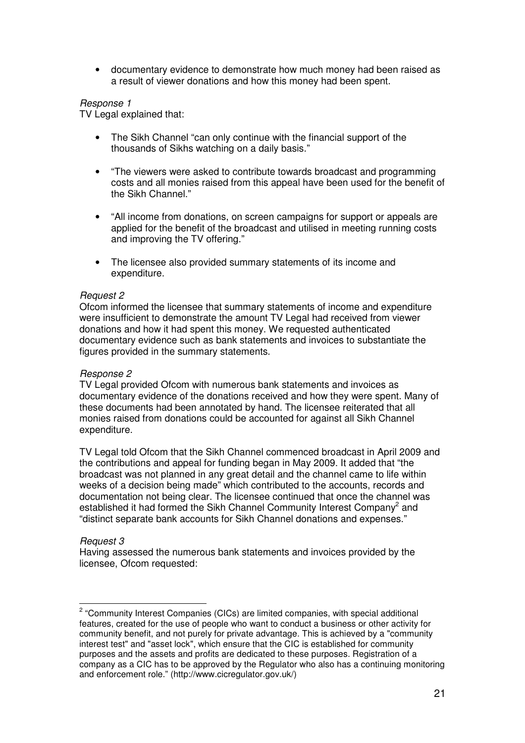- documentary evidence to demonstrate how much money had been raised as a result of viewer donations and how this money had been spent.

*Response 1*

TV Legal explained that:

- The Sikh Channel "can only continue with the financial support of the thousands of Sikhs watching on a daily basis."
- "The viewers were asked to contribute towards broadcast and programming costs and all monies raised from this appeal have been used for the benefit of the Sikh Channel."
- "All income from donations, on screen campaigns for support or appeals are applied for the benefit of the broadcast and utilised in meeting running costs and improving the TV offering."
- The licensee also provided summary statements of its income and expenditure.

*Request 2*

Ofcom informed the licensee that summary statements of income and expenditure were insufficient to demonstrate the amount TV Legal had received from viewer donations and how it had spent this money. We requested authenticated documentary evidence such as bank statements and invoices to substantiate the figures provided in the summary statements.

*Response 2*

TV Legal provided Ofcom with numerous bank statements and invoices as documentary evidence of the donations received and how they were spent. Many of these documents had been annotated by hand. The licensee reiterated that all monies raised from donations could be accounted for against all Sikh Channel expenditure.

TV Legal told Ofcom that the Sikh Channel commenced broadcast in April 2009 and the contributions and appeal for funding began in May 2009. It added that "the broadcast was not planned in any great detail and the channel came to life within weeks of a decision being made" which contributed to the accounts, records and documentation not being clear. The licensee continued that once the channel was established it had formed the Sikh Channel Community Interest Company[2] and "distinct separate bank accounts for Sikh Channel donations and expenses."

*Request 3*

Having assessed the numerous bank statements and invoices provided by the licensee, Ofcom requested:

---

[2] "Community Interest Companies (CICs) are limited companies, with special additional features, created for the use of people who want to conduct a business or other activity for community benefit, and not purely for private advantage. This is achieved by a "community interest test" and "asset lock", which ensure that the CIC is established for community purposes and the assets and profits are dedicated to these purposes. Registration of a company as a CIC has to be approved by the Regulator who also has a continuing monitoring and enforcement role." (http://www.cicregulator.gov.uk/)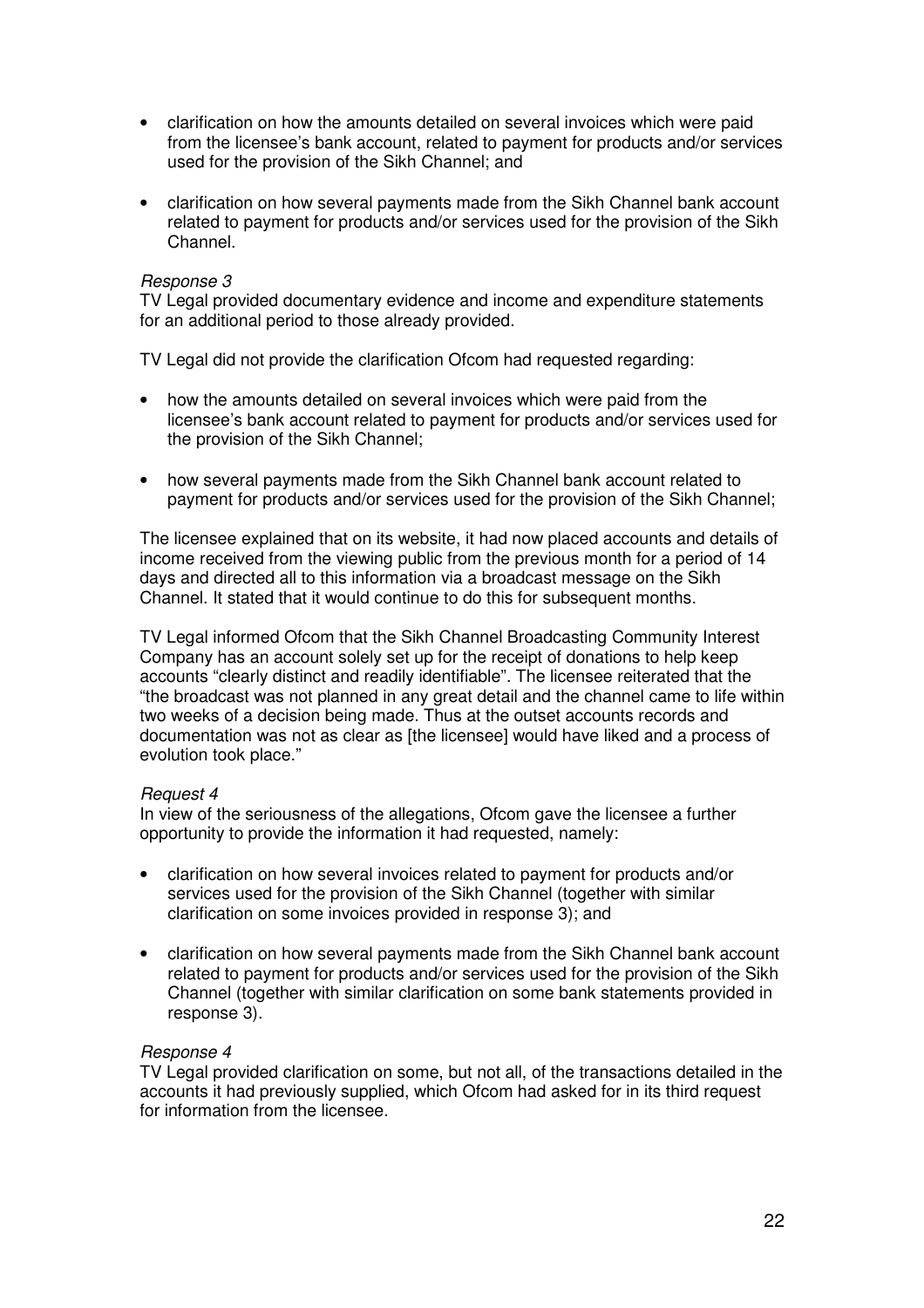- clarification on how the amounts detailed on several invoices which were paid from the licensee's bank account, related to payment for products and/or services used for the provision of the Sikh Channel; and

- clarification on how several payments made from the Sikh Channel bank account related to payment for products and/or services used for the provision of the Sikh Channel.

*Response 3*
TV Legal provided documentary evidence and income and expenditure statements for an additional period to those already provided.

TV Legal did not provide the clarification Ofcom had requested regarding:

- how the amounts detailed on several invoices which were paid from the licensee's bank account related to payment for products and/or services used for the provision of the Sikh Channel;

- how several payments made from the Sikh Channel bank account related to payment for products and/or services used for the provision of the Sikh Channel;

The licensee explained that on its website, it had now placed accounts and details of income received from the viewing public from the previous month for a period of 14 days and directed all to this information via a broadcast message on the Sikh Channel. It stated that it would continue to do this for subsequent months.

TV Legal informed Ofcom that the Sikh Channel Broadcasting Community Interest Company has an account solely set up for the receipt of donations to help keep accounts "clearly distinct and readily identifiable". The licensee reiterated that the "the broadcast was not planned in any great detail and the channel came to life within two weeks of a decision being made. Thus at the outset accounts records and documentation was not as clear as [the licensee] would have liked and a process of evolution took place."

*Request 4*
In view of the seriousness of the allegations, Ofcom gave the licensee a further opportunity to provide the information it had requested, namely:

- clarification on how several invoices related to payment for products and/or services used for the provision of the Sikh Channel (together with similar clarification on some invoices provided in response 3); and

- clarification on how several payments made from the Sikh Channel bank account related to payment for products and/or services used for the provision of the Sikh Channel (together with similar clarification on some bank statements provided in response 3).

*Response 4*
TV Legal provided clarification on some, but not all, of the transactions detailed in the accounts it had previously supplied, which Ofcom had asked for in its third request for information from the licensee.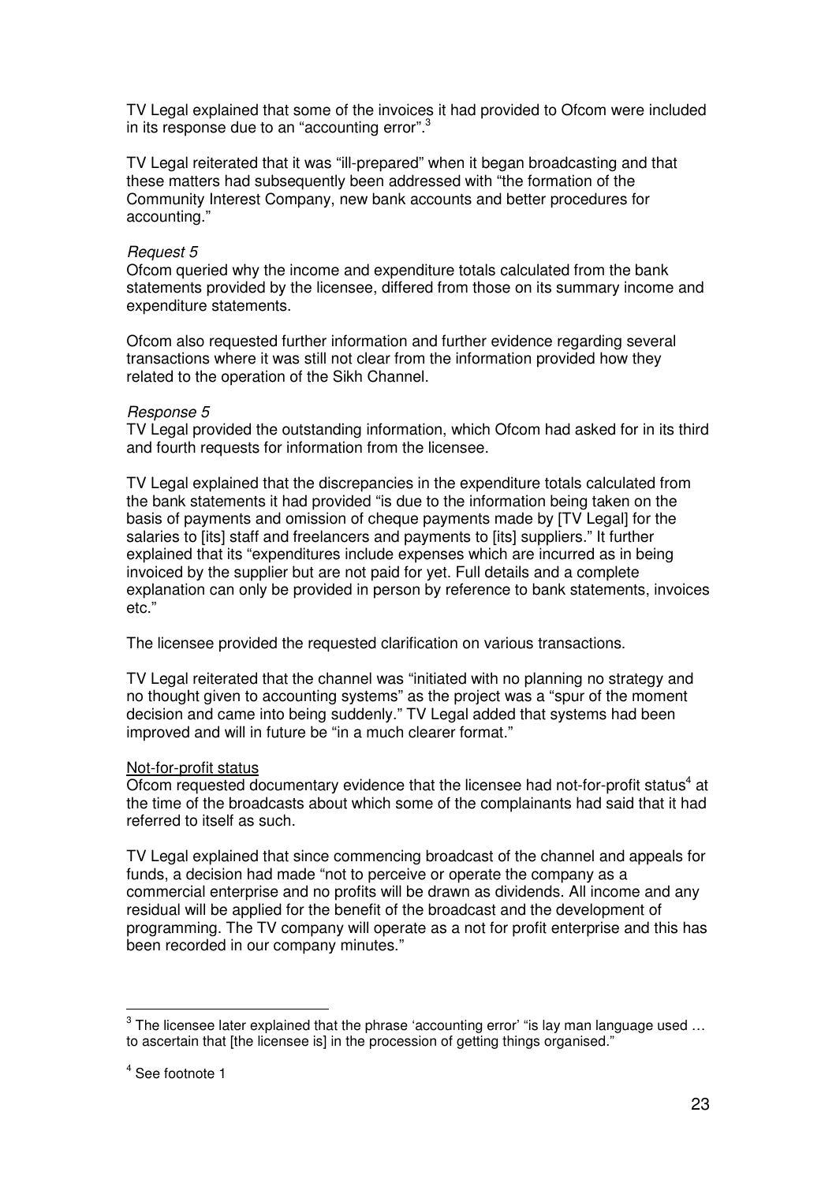TV Legal explained that some of the invoices it had provided to Ofcom were included in its response due to an "accounting error".[3]

TV Legal reiterated that it was "ill-prepared" when it began broadcasting and that these matters had subsequently been addressed with "the formation of the Community Interest Company, new bank accounts and better procedures for accounting."

*Request 5*

Ofcom queried why the income and expenditure totals calculated from the bank statements provided by the licensee, differed from those on its summary income and expenditure statements.

Ofcom also requested further information and further evidence regarding several transactions where it was still not clear from the information provided how they related to the operation of the Sikh Channel.

*Response 5*

TV Legal provided the outstanding information, which Ofcom had asked for in its third and fourth requests for information from the licensee.

TV Legal explained that the discrepancies in the expenditure totals calculated from the bank statements it had provided "is due to the information being taken on the basis of payments and omission of cheque payments made by [TV Legal] for the salaries to [its] staff and freelancers and payments to [its] suppliers." It further explained that its "expenditures include expenses which are incurred as in being invoiced by the supplier but are not paid for yet. Full details and a complete explanation can only be provided in person by reference to bank statements, invoices etc."

The licensee provided the requested clarification on various transactions.

TV Legal reiterated that the channel was "initiated with no planning no strategy and no thought given to accounting systems" as the project was a "spur of the moment decision and came into being suddenly." TV Legal added that systems had been improved and will in future be "in a much clearer format."

<u>Not-for-profit status</u>

Ofcom requested documentary evidence that the licensee had not-for-profit status[4] at the time of the broadcasts about which some of the complainants had said that it had referred to itself as such.

TV Legal explained that since commencing broadcast of the channel and appeals for funds, a decision had made "not to perceive or operate the company as a commercial enterprise and no profits will be drawn as dividends. All income and any residual will be applied for the benefit of the broadcast and the development of programming. The TV company will operate as a not for profit enterprise and this has been recorded in our company minutes."

---

[3] The licensee later explained that the phrase 'accounting error' "is lay man language used … to ascertain that [the licensee is] in the procession of getting things organised."

[4] See footnote 1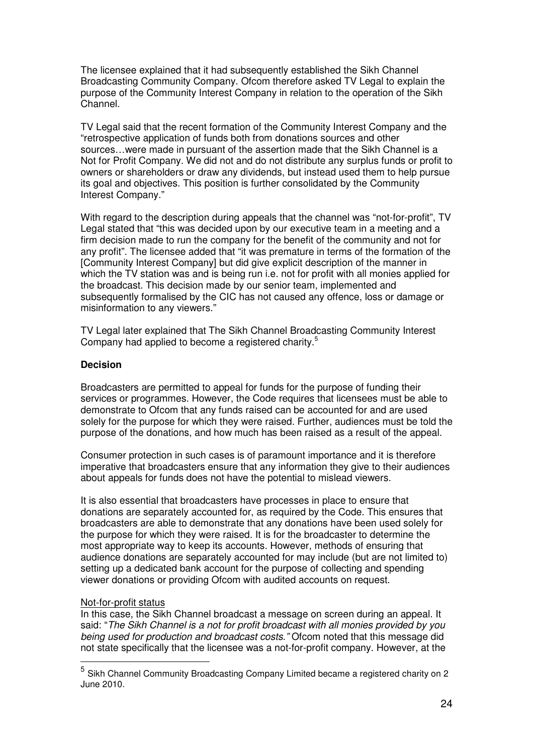The licensee explained that it had subsequently established the Sikh Channel Broadcasting Community Company. Ofcom therefore asked TV Legal to explain the purpose of the Community Interest Company in relation to the operation of the Sikh Channel.

TV Legal said that the recent formation of the Community Interest Company and the "retrospective application of funds both from donations sources and other sources…were made in pursuant of the assertion made that the Sikh Channel is a Not for Profit Company. We did not and do not distribute any surplus funds or profit to owners or shareholders or draw any dividends, but instead used them to help pursue its goal and objectives. This position is further consolidated by the Community Interest Company."

With regard to the description during appeals that the channel was "not-for-profit", TV Legal stated that "this was decided upon by our executive team in a meeting and a firm decision made to run the company for the benefit of the community and not for any profit". The licensee added that "it was premature in terms of the formation of the [Community Interest Company] but did give explicit description of the manner in which the TV station was and is being run i.e. not for profit with all monies applied for the broadcast. This decision made by our senior team, implemented and subsequently formalised by the CIC has not caused any offence, loss or damage or misinformation to any viewers."

TV Legal later explained that The Sikh Channel Broadcasting Community Interest Company had applied to become a registered charity.[5]

**Decision**

Broadcasters are permitted to appeal for funds for the purpose of funding their services or programmes. However, the Code requires that licensees must be able to demonstrate to Ofcom that any funds raised can be accounted for and are used solely for the purpose for which they were raised. Further, audiences must be told the purpose of the donations, and how much has been raised as a result of the appeal.

Consumer protection in such cases is of paramount importance and it is therefore imperative that broadcasters ensure that any information they give to their audiences about appeals for funds does not have the potential to mislead viewers.

It is also essential that broadcasters have processes in place to ensure that donations are separately accounted for, as required by the Code. This ensures that broadcasters are able to demonstrate that any donations have been used solely for the purpose for which they were raised. It is for the broadcaster to determine the most appropriate way to keep its accounts. However, methods of ensuring that audience donations are separately accounted for may include (but are not limited to) setting up a dedicated bank account for the purpose of collecting and spending viewer donations or providing Ofcom with audited accounts on request.

<u>Not-for-profit status</u>
In this case, the Sikh Channel broadcast a message on screen during an appeal. It said: "*The Sikh Channel is a not for profit broadcast with all monies provided by you being used for production and broadcast costs.*" Ofcom noted that this message did not state specifically that the licensee was a not-for-profit company. However, at the

---

[5] Sikh Channel Community Broadcasting Company Limited became a registered charity on 2 June 2010.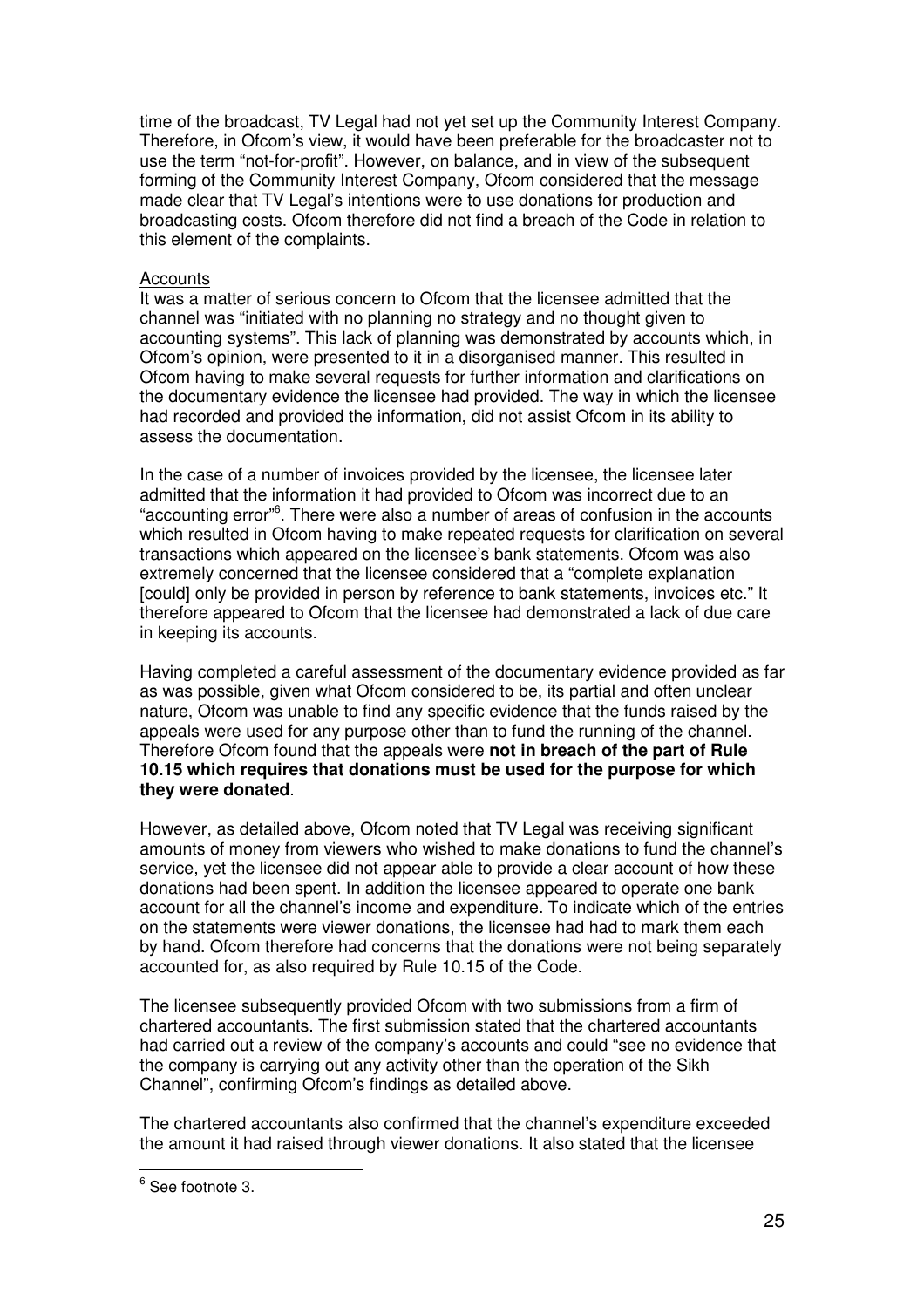time of the broadcast, TV Legal had not yet set up the Community Interest Company. Therefore, in Ofcom's view, it would have been preferable for the broadcaster not to use the term "not-for-profit". However, on balance, and in view of the subsequent forming of the Community Interest Company, Ofcom considered that the message made clear that TV Legal's intentions were to use donations for production and broadcasting costs. Ofcom therefore did not find a breach of the Code in relation to this element of the complaints.

Accounts

It was a matter of serious concern to Ofcom that the licensee admitted that the channel was "initiated with no planning no strategy and no thought given to accounting systems". This lack of planning was demonstrated by accounts which, in Ofcom's opinion, were presented to it in a disorganised manner. This resulted in Ofcom having to make several requests for further information and clarifications on the documentary evidence the licensee had provided. The way in which the licensee had recorded and provided the information, did not assist Ofcom in its ability to assess the documentation.

In the case of a number of invoices provided by the licensee, the licensee later admitted that the information it had provided to Ofcom was incorrect due to an "accounting error"[6]. There were also a number of areas of confusion in the accounts which resulted in Ofcom having to make repeated requests for clarification on several transactions which appeared on the licensee's bank statements. Ofcom was also extremely concerned that the licensee considered that a "complete explanation [could] only be provided in person by reference to bank statements, invoices etc." It therefore appeared to Ofcom that the licensee had demonstrated a lack of due care in keeping its accounts.

Having completed a careful assessment of the documentary evidence provided as far as was possible, given what Ofcom considered to be, its partial and often unclear nature, Ofcom was unable to find any specific evidence that the funds raised by the appeals were used for any purpose other than to fund the running of the channel. Therefore Ofcom found that the appeals were **not in breach of the part of Rule 10.15 which requires that donations must be used for the purpose for which they were donated**.

However, as detailed above, Ofcom noted that TV Legal was receiving significant amounts of money from viewers who wished to make donations to fund the channel's service, yet the licensee did not appear able to provide a clear account of how these donations had been spent. In addition the licensee appeared to operate one bank account for all the channel's income and expenditure. To indicate which of the entries on the statements were viewer donations, the licensee had had to mark them each by hand. Ofcom therefore had concerns that the donations were not being separately accounted for, as also required by Rule 10.15 of the Code.

The licensee subsequently provided Ofcom with two submissions from a firm of chartered accountants. The first submission stated that the chartered accountants had carried out a review of the company's accounts and could "see no evidence that the company is carrying out any activity other than the operation of the Sikh Channel", confirming Ofcom's findings as detailed above.

The chartered accountants also confirmed that the channel's expenditure exceeded the amount it had raised through viewer donations. It also stated that the licensee

[6] See footnote 3.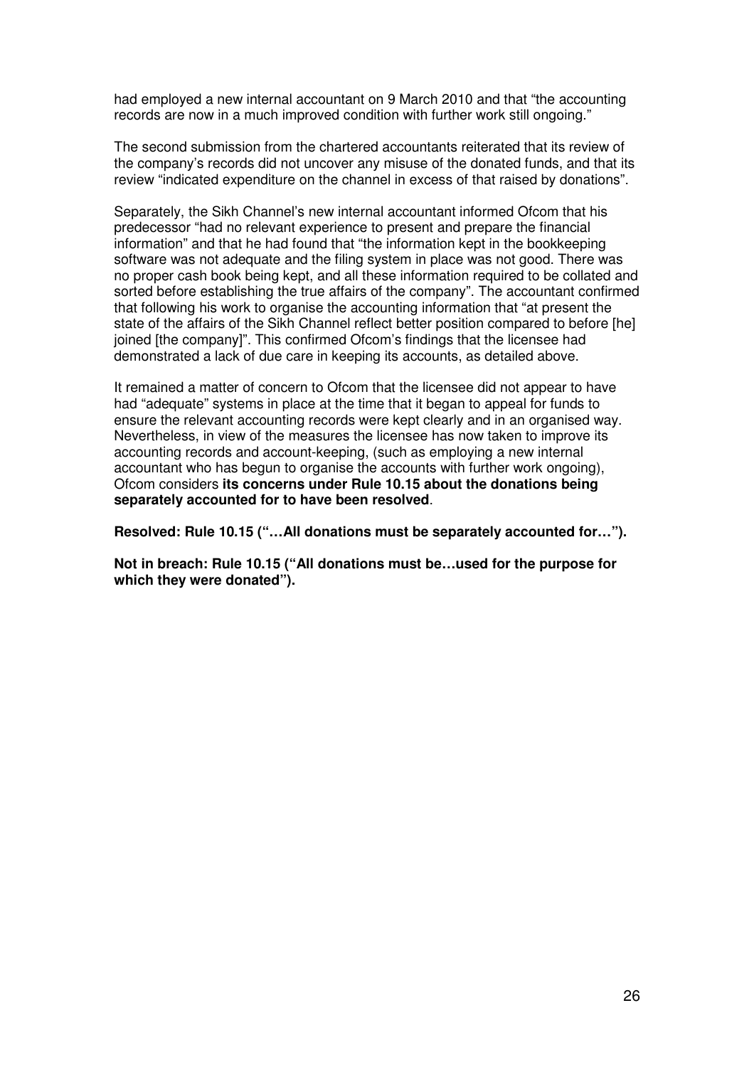had employed a new internal accountant on 9 March 2010 and that "the accounting records are now in a much improved condition with further work still ongoing."

The second submission from the chartered accountants reiterated that its review of the company's records did not uncover any misuse of the donated funds, and that its review "indicated expenditure on the channel in excess of that raised by donations".

Separately, the Sikh Channel's new internal accountant informed Ofcom that his predecessor "had no relevant experience to present and prepare the financial information" and that he had found that "the information kept in the bookkeeping software was not adequate and the filing system in place was not good. There was no proper cash book being kept, and all these information required to be collated and sorted before establishing the true affairs of the company". The accountant confirmed that following his work to organise the accounting information that "at present the state of the affairs of the Sikh Channel reflect better position compared to before [he] joined [the company]". This confirmed Ofcom's findings that the licensee had demonstrated a lack of due care in keeping its accounts, as detailed above.

It remained a matter of concern to Ofcom that the licensee did not appear to have had "adequate" systems in place at the time that it began to appeal for funds to ensure the relevant accounting records were kept clearly and in an organised way. Nevertheless, in view of the measures the licensee has now taken to improve its accounting records and account-keeping, (such as employing a new internal accountant who has begun to organise the accounts with further work ongoing), Ofcom considers **its concerns under Rule 10.15 about the donations being separately accounted for to have been resolved**.

**Resolved: Rule 10.15 ("…All donations must be separately accounted for…").**

**Not in breach: Rule 10.15 ("All donations must be…used for the purpose for which they were donated").**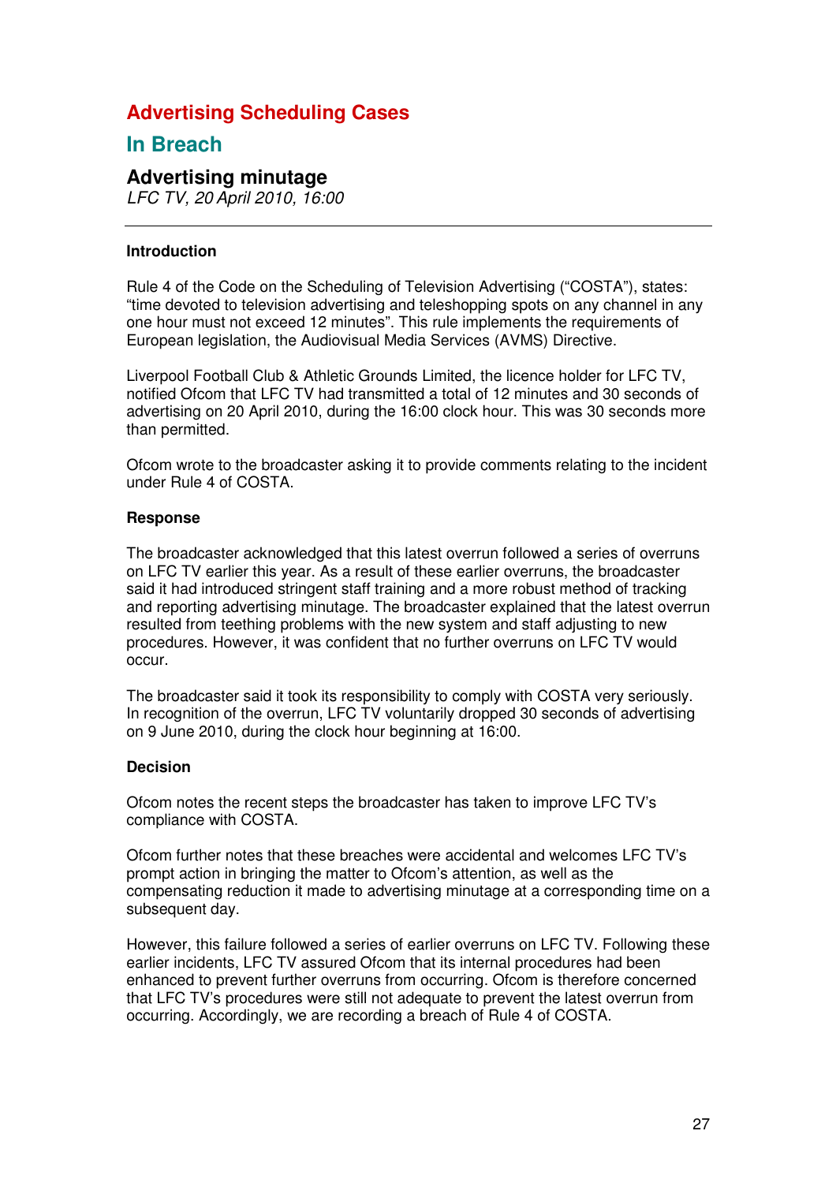# Advertising Scheduling Cases

## In Breach

### Advertising minutage

*LFC TV, 20 April 2010, 16:00*

---

**Introduction**

Rule 4 of the Code on the Scheduling of Television Advertising ("COSTA"), states: "time devoted to television advertising and teleshopping spots on any channel in any one hour must not exceed 12 minutes". This rule implements the requirements of European legislation, the Audiovisual Media Services (AVMS) Directive.

Liverpool Football Club & Athletic Grounds Limited, the licence holder for LFC TV, notified Ofcom that LFC TV had transmitted a total of 12 minutes and 30 seconds of advertising on 20 April 2010, during the 16:00 clock hour. This was 30 seconds more than permitted.

Ofcom wrote to the broadcaster asking it to provide comments relating to the incident under Rule 4 of COSTA.

**Response**

The broadcaster acknowledged that this latest overrun followed a series of overruns on LFC TV earlier this year. As a result of these earlier overruns, the broadcaster said it had introduced stringent staff training and a more robust method of tracking and reporting advertising minutage. The broadcaster explained that the latest overrun resulted from teething problems with the new system and staff adjusting to new procedures. However, it was confident that no further overruns on LFC TV would occur.

The broadcaster said it took its responsibility to comply with COSTA very seriously. In recognition of the overrun, LFC TV voluntarily dropped 30 seconds of advertising on 9 June 2010, during the clock hour beginning at 16:00.

**Decision**

Ofcom notes the recent steps the broadcaster has taken to improve LFC TV's compliance with COSTA.

Ofcom further notes that these breaches were accidental and welcomes LFC TV's prompt action in bringing the matter to Ofcom's attention, as well as the compensating reduction it made to advertising minutage at a corresponding time on a subsequent day.

However, this failure followed a series of earlier overruns on LFC TV. Following these earlier incidents, LFC TV assured Ofcom that its internal procedures had been enhanced to prevent further overruns from occurring. Ofcom is therefore concerned that LFC TV's procedures were still not adequate to prevent the latest overrun from occurring. Accordingly, we are recording a breach of Rule 4 of COSTA.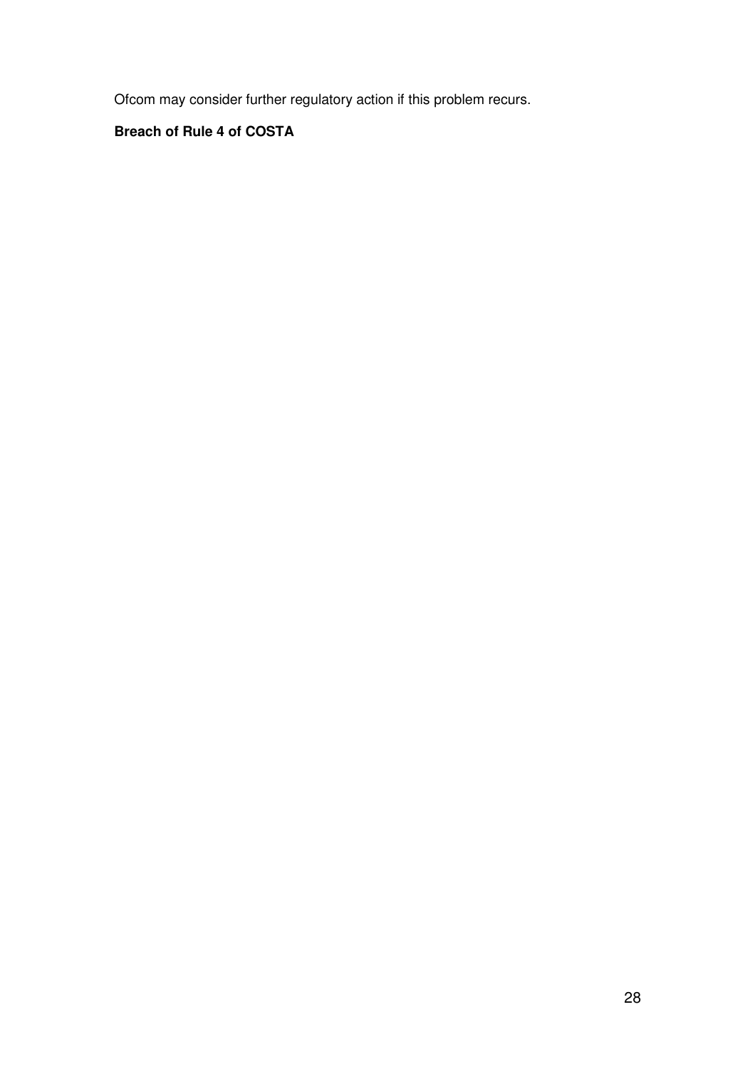Ofcom may consider further regulatory action if this problem recurs.

**Breach of Rule 4 of COSTA**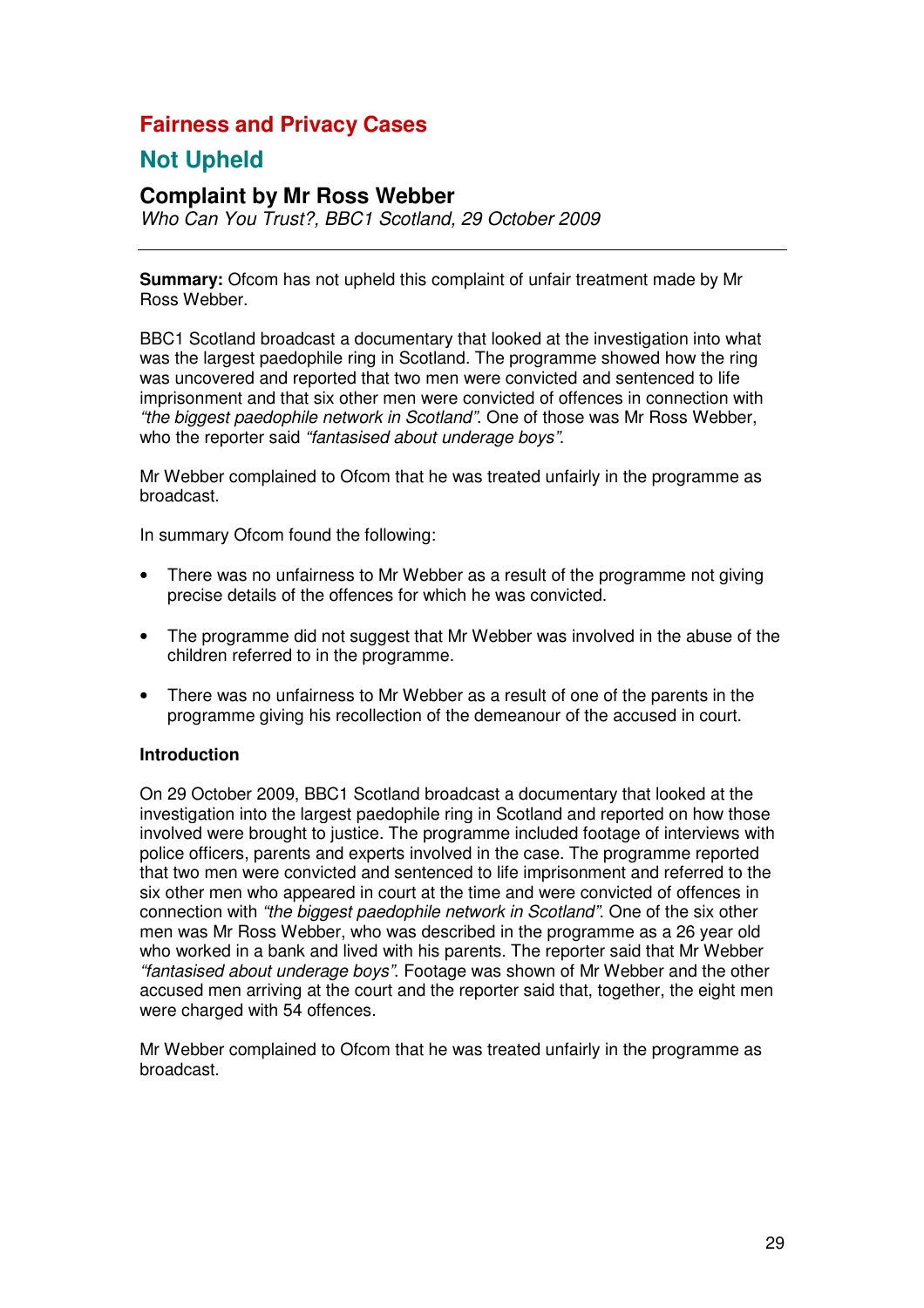# Fairness and Privacy Cases

## Not Upheld

### Complaint by Mr Ross Webber

*Who Can You Trust?, BBC1 Scotland, 29 October 2009*

---

**Summary:** Ofcom has not upheld this complaint of unfair treatment made by Mr Ross Webber.

BBC1 Scotland broadcast a documentary that looked at the investigation into what was the largest paedophile ring in Scotland. The programme showed how the ring was uncovered and reported that two men were convicted and sentenced to life imprisonment and that six other men were convicted of offences in connection with *"the biggest paedophile network in Scotland"*. One of those was Mr Ross Webber, who the reporter said *"fantasised about underage boys"*.

Mr Webber complained to Ofcom that he was treated unfairly in the programme as broadcast.

In summary Ofcom found the following:

- There was no unfairness to Mr Webber as a result of the programme not giving precise details of the offences for which he was convicted.
- The programme did not suggest that Mr Webber was involved in the abuse of the children referred to in the programme.
- There was no unfairness to Mr Webber as a result of one of the parents in the programme giving his recollection of the demeanour of the accused in court.

**Introduction**

On 29 October 2009, BBC1 Scotland broadcast a documentary that looked at the investigation into the largest paedophile ring in Scotland and reported on how those involved were brought to justice. The programme included footage of interviews with police officers, parents and experts involved in the case. The programme reported that two men were convicted and sentenced to life imprisonment and referred to the six other men who appeared in court at the time and were convicted of offences in connection with *"the biggest paedophile network in Scotland"*. One of the six other men was Mr Ross Webber, who was described in the programme as a 26 year old who worked in a bank and lived with his parents. The reporter said that Mr Webber *"fantasised about underage boys"*. Footage was shown of Mr Webber and the other accused men arriving at the court and the reporter said that, together, the eight men were charged with 54 offences.

Mr Webber complained to Ofcom that he was treated unfairly in the programme as broadcast.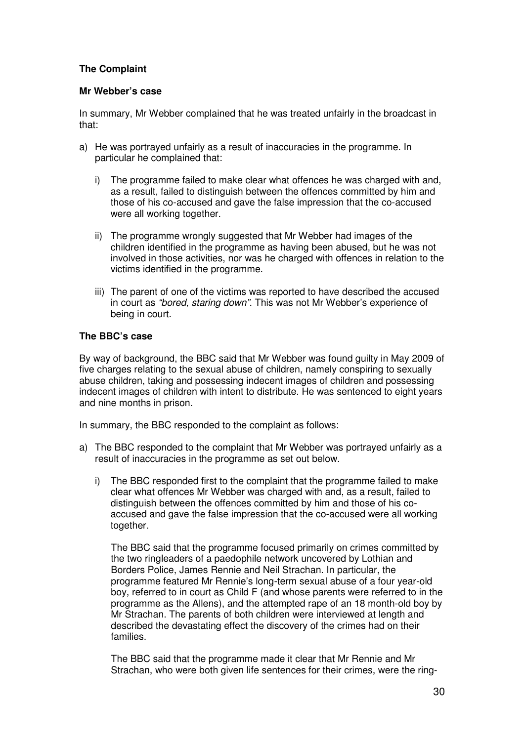**The Complaint**

**Mr Webber's case**

In summary, Mr Webber complained that he was treated unfairly in the broadcast in that:

a) He was portrayed unfairly as a result of inaccuracies in the programme. In particular he complained that:

    i) The programme failed to make clear what offences he was charged with and, as a result, failed to distinguish between the offences committed by him and those of his co-accused and gave the false impression that the co-accused were all working together.

    ii) The programme wrongly suggested that Mr Webber had images of the children identified in the programme as having been abused, but he was not involved in those activities, nor was he charged with offences in relation to the victims identified in the programme.

    iii) The parent of one of the victims was reported to have described the accused in court as *"bored, staring down"*. This was not Mr Webber's experience of being in court.

**The BBC's case**

By way of background, the BBC said that Mr Webber was found guilty in May 2009 of five charges relating to the sexual abuse of children, namely conspiring to sexually abuse children, taking and possessing indecent images of children and possessing indecent images of children with intent to distribute. He was sentenced to eight years and nine months in prison.

In summary, the BBC responded to the complaint as follows:

a) The BBC responded to the complaint that Mr Webber was portrayed unfairly as a result of inaccuracies in the programme as set out below.

    i) The BBC responded first to the complaint that the programme failed to make clear what offences Mr Webber was charged with and, as a result, failed to distinguish between the offences committed by him and those of his co-accused and gave the false impression that the co-accused were all working together.

    The BBC said that the programme focused primarily on crimes committed by the two ringleaders of a paedophile network uncovered by Lothian and Borders Police, James Rennie and Neil Strachan. In particular, the programme featured Mr Rennie's long-term sexual abuse of a four year-old boy, referred to in court as Child F (and whose parents were referred to in the programme as the Allens), and the attempted rape of an 18 month-old boy by Mr Strachan. The parents of both children were interviewed at length and described the devastating effect the discovery of the crimes had on their families.

    The BBC said that the programme made it clear that Mr Rennie and Mr Strachan, who were both given life sentences for their crimes, were the ring-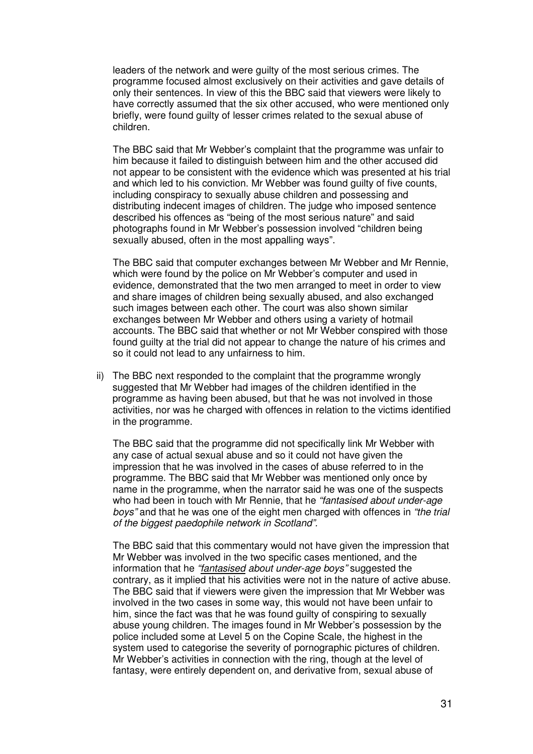leaders of the network and were guilty of the most serious crimes. The programme focused almost exclusively on their activities and gave details of only their sentences. In view of this the BBC said that viewers were likely to have correctly assumed that the six other accused, who were mentioned only briefly, were found guilty of lesser crimes related to the sexual abuse of children.

The BBC said that Mr Webber's complaint that the programme was unfair to him because it failed to distinguish between him and the other accused did not appear to be consistent with the evidence which was presented at his trial and which led to his conviction. Mr Webber was found guilty of five counts, including conspiracy to sexually abuse children and possessing and distributing indecent images of children. The judge who imposed sentence described his offences as "being of the most serious nature" and said photographs found in Mr Webber's possession involved "children being sexually abused, often in the most appalling ways".

The BBC said that computer exchanges between Mr Webber and Mr Rennie, which were found by the police on Mr Webber's computer and used in evidence, demonstrated that the two men arranged to meet in order to view and share images of children being sexually abused, and also exchanged such images between each other. The court was also shown similar exchanges between Mr Webber and others using a variety of hotmail accounts. The BBC said that whether or not Mr Webber conspired with those found guilty at the trial did not appear to change the nature of his crimes and so it could not lead to any unfairness to him.

ii) The BBC next responded to the complaint that the programme wrongly suggested that Mr Webber had images of the children identified in the programme as having been abused, but that he was not involved in those activities, nor was he charged with offences in relation to the victims identified in the programme.

The BBC said that the programme did not specifically link Mr Webber with any case of actual sexual abuse and so it could not have given the impression that he was involved in the cases of abuse referred to in the programme. The BBC said that Mr Webber was mentioned only once by name in the programme, when the narrator said he was one of the suspects who had been in touch with Mr Rennie, that he *"fantasised about under-age boys"* and that he was one of the eight men charged with offences in *"the trial of the biggest paedophile network in Scotland".*

The BBC said that this commentary would not have given the impression that Mr Webber was involved in the two specific cases mentioned, and the information that he *"fantasised about under-age boys"* suggested the contrary, as it implied that his activities were not in the nature of active abuse. The BBC said that if viewers were given the impression that Mr Webber was involved in the two cases in some way, this would not have been unfair to him, since the fact was that he was found guilty of conspiring to sexually abuse young children. The images found in Mr Webber's possession by the police included some at Level 5 on the Copine Scale, the highest in the system used to categorise the severity of pornographic pictures of children. Mr Webber's activities in connection with the ring, though at the level of fantasy, were entirely dependent on, and derivative from, sexual abuse of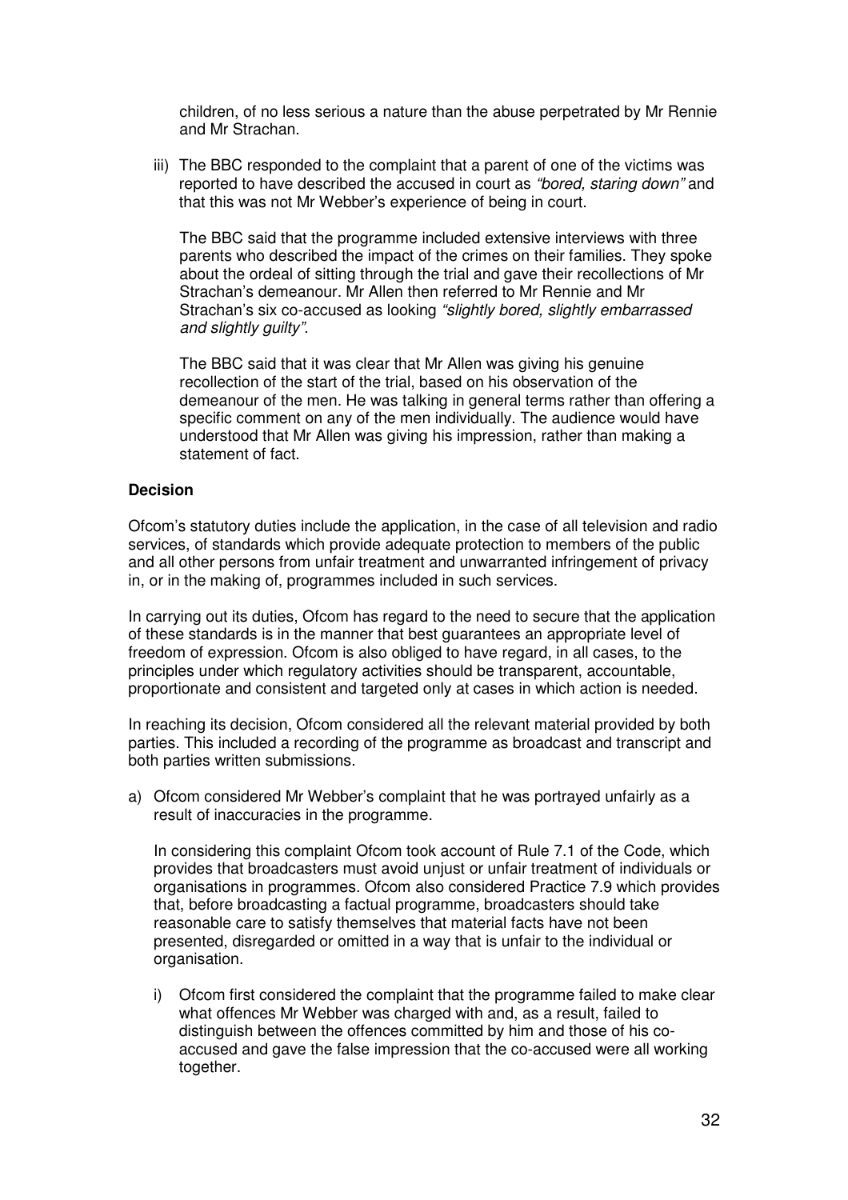children, of no less serious a nature than the abuse perpetrated by Mr Rennie and Mr Strachan.

iii) The BBC responded to the complaint that a parent of one of the victims was reported to have described the accused in court as *"bored, staring down"* and that this was not Mr Webber's experience of being in court.

The BBC said that the programme included extensive interviews with three parents who described the impact of the crimes on their families. They spoke about the ordeal of sitting through the trial and gave their recollections of Mr Strachan's demeanour. Mr Allen then referred to Mr Rennie and Mr Strachan's six co-accused as looking *"slightly bored, slightly embarrassed and slightly guilty"*.

The BBC said that it was clear that Mr Allen was giving his genuine recollection of the start of the trial, based on his observation of the demeanour of the men. He was talking in general terms rather than offering a specific comment on any of the men individually. The audience would have understood that Mr Allen was giving his impression, rather than making a statement of fact.

**Decision**

Ofcom's statutory duties include the application, in the case of all television and radio services, of standards which provide adequate protection to members of the public and all other persons from unfair treatment and unwarranted infringement of privacy in, or in the making of, programmes included in such services.

In carrying out its duties, Ofcom has regard to the need to secure that the application of these standards is in the manner that best guarantees an appropriate level of freedom of expression. Ofcom is also obliged to have regard, in all cases, to the principles under which regulatory activities should be transparent, accountable, proportionate and consistent and targeted only at cases in which action is needed.

In reaching its decision, Ofcom considered all the relevant material provided by both parties. This included a recording of the programme as broadcast and transcript and both parties written submissions.

a) Ofcom considered Mr Webber's complaint that he was portrayed unfairly as a result of inaccuracies in the programme.

In considering this complaint Ofcom took account of Rule 7.1 of the Code, which provides that broadcasters must avoid unjust or unfair treatment of individuals or organisations in programmes. Ofcom also considered Practice 7.9 which provides that, before broadcasting a factual programme, broadcasters should take reasonable care to satisfy themselves that material facts have not been presented, disregarded or omitted in a way that is unfair to the individual or organisation.

i) Ofcom first considered the complaint that the programme failed to make clear what offences Mr Webber was charged with and, as a result, failed to distinguish between the offences committed by him and those of his co-accused and gave the false impression that the co-accused were all working together.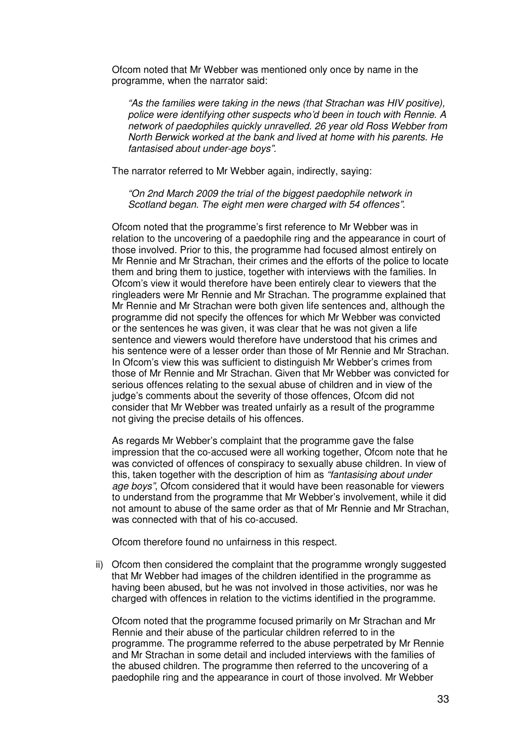Ofcom noted that Mr Webber was mentioned only once by name in the programme, when the narrator said:

> *"As the families were taking in the news (that Strachan was HIV positive), police were identifying other suspects who'd been in touch with Rennie. A network of paedophiles quickly unravelled. 26 year old Ross Webber from North Berwick worked at the bank and lived at home with his parents. He fantasised about under-age boys".*

The narrator referred to Mr Webber again, indirectly, saying:

> *"On 2nd March 2009 the trial of the biggest paedophile network in Scotland began. The eight men were charged with 54 offences".*

Ofcom noted that the programme's first reference to Mr Webber was in relation to the uncovering of a paedophile ring and the appearance in court of those involved. Prior to this, the programme had focused almost entirely on Mr Rennie and Mr Strachan, their crimes and the efforts of the police to locate them and bring them to justice, together with interviews with the families. In Ofcom's view it would therefore have been entirely clear to viewers that the ringleaders were Mr Rennie and Mr Strachan. The programme explained that Mr Rennie and Mr Strachan were both given life sentences and, although the programme did not specify the offences for which Mr Webber was convicted or the sentences he was given, it was clear that he was not given a life sentence and viewers would therefore have understood that his crimes and his sentence were of a lesser order than those of Mr Rennie and Mr Strachan. In Ofcom's view this was sufficient to distinguish Mr Webber's crimes from those of Mr Rennie and Mr Strachan. Given that Mr Webber was convicted for serious offences relating to the sexual abuse of children and in view of the judge's comments about the severity of those offences, Ofcom did not consider that Mr Webber was treated unfairly as a result of the programme not giving the precise details of his offences.

As regards Mr Webber's complaint that the programme gave the false impression that the co-accused were all working together, Ofcom note that he was convicted of offences of conspiracy to sexually abuse children. In view of this, taken together with the description of him as *"fantasising about under age boys"*, Ofcom considered that it would have been reasonable for viewers to understand from the programme that Mr Webber's involvement, while it did not amount to abuse of the same order as that of Mr Rennie and Mr Strachan, was connected with that of his co-accused.

Ofcom therefore found no unfairness in this respect.

ii) Ofcom then considered the complaint that the programme wrongly suggested that Mr Webber had images of the children identified in the programme as having been abused, but he was not involved in those activities, nor was he charged with offences in relation to the victims identified in the programme.

Ofcom noted that the programme focused primarily on Mr Strachan and Mr Rennie and their abuse of the particular children referred to in the programme. The programme referred to the abuse perpetrated by Mr Rennie and Mr Strachan in some detail and included interviews with the families of the abused children. The programme then referred to the uncovering of a paedophile ring and the appearance in court of those involved. Mr Webber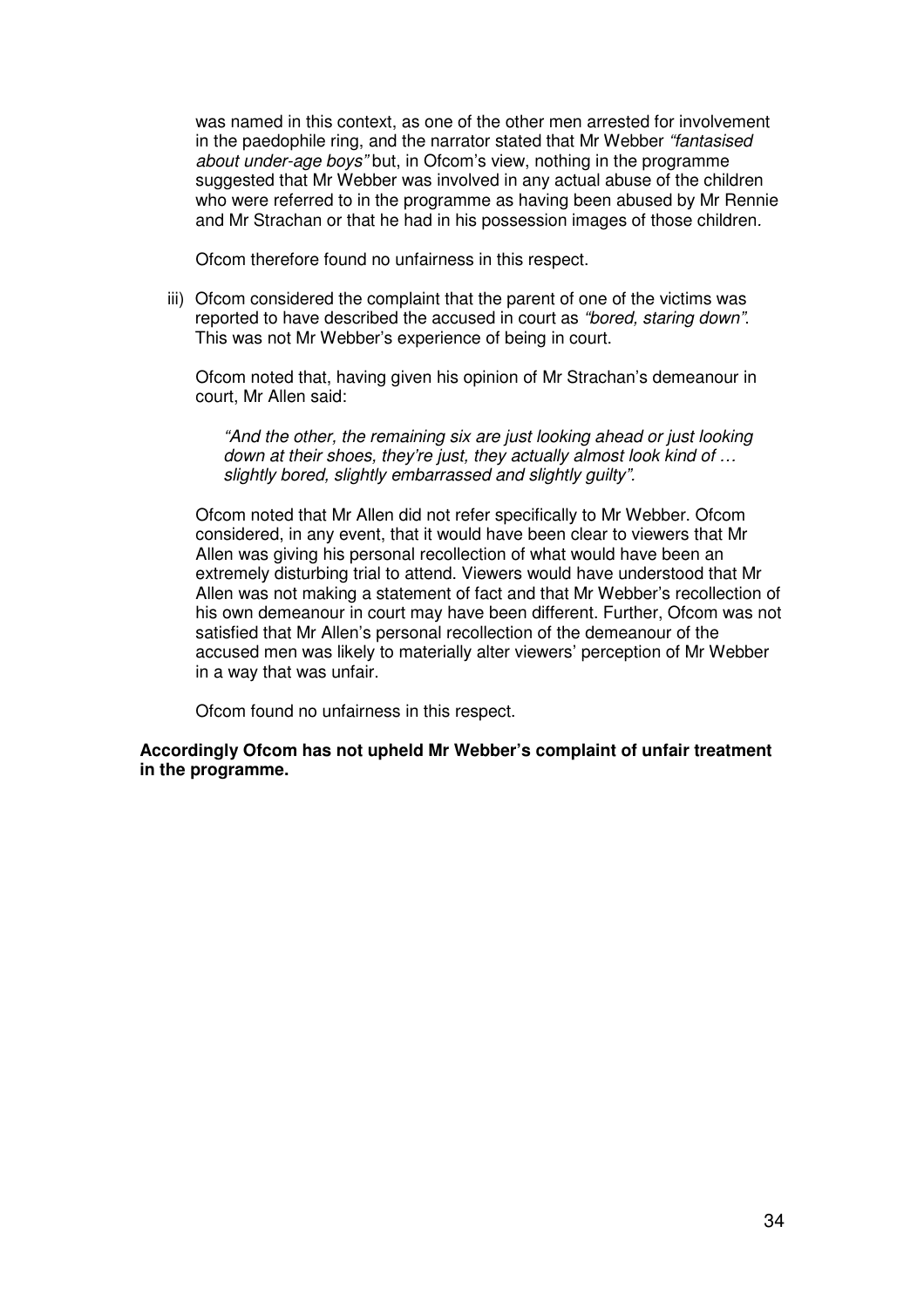was named in this context, as one of the other men arrested for involvement in the paedophile ring, and the narrator stated that Mr Webber *"fantasised about under-age boys"* but, in Ofcom's view, nothing in the programme suggested that Mr Webber was involved in any actual abuse of the children who were referred to in the programme as having been abused by Mr Rennie and Mr Strachan or that he had in his possession images of those children.

Ofcom therefore found no unfairness in this respect.

iii) Ofcom considered the complaint that the parent of one of the victims was reported to have described the accused in court as *"bored, staring down"*. This was not Mr Webber's experience of being in court.

Ofcom noted that, having given his opinion of Mr Strachan's demeanour in court, Mr Allen said:

> *"And the other, the remaining six are just looking ahead or just looking down at their shoes, they're just, they actually almost look kind of … slightly bored, slightly embarrassed and slightly guilty".*

Ofcom noted that Mr Allen did not refer specifically to Mr Webber. Ofcom considered, in any event, that it would have been clear to viewers that Mr Allen was giving his personal recollection of what would have been an extremely disturbing trial to attend. Viewers would have understood that Mr Allen was not making a statement of fact and that Mr Webber's recollection of his own demeanour in court may have been different. Further, Ofcom was not satisfied that Mr Allen's personal recollection of the demeanour of the accused men was likely to materially alter viewers' perception of Mr Webber in a way that was unfair.

Ofcom found no unfairness in this respect.

**Accordingly Ofcom has not upheld Mr Webber's complaint of unfair treatment in the programme.**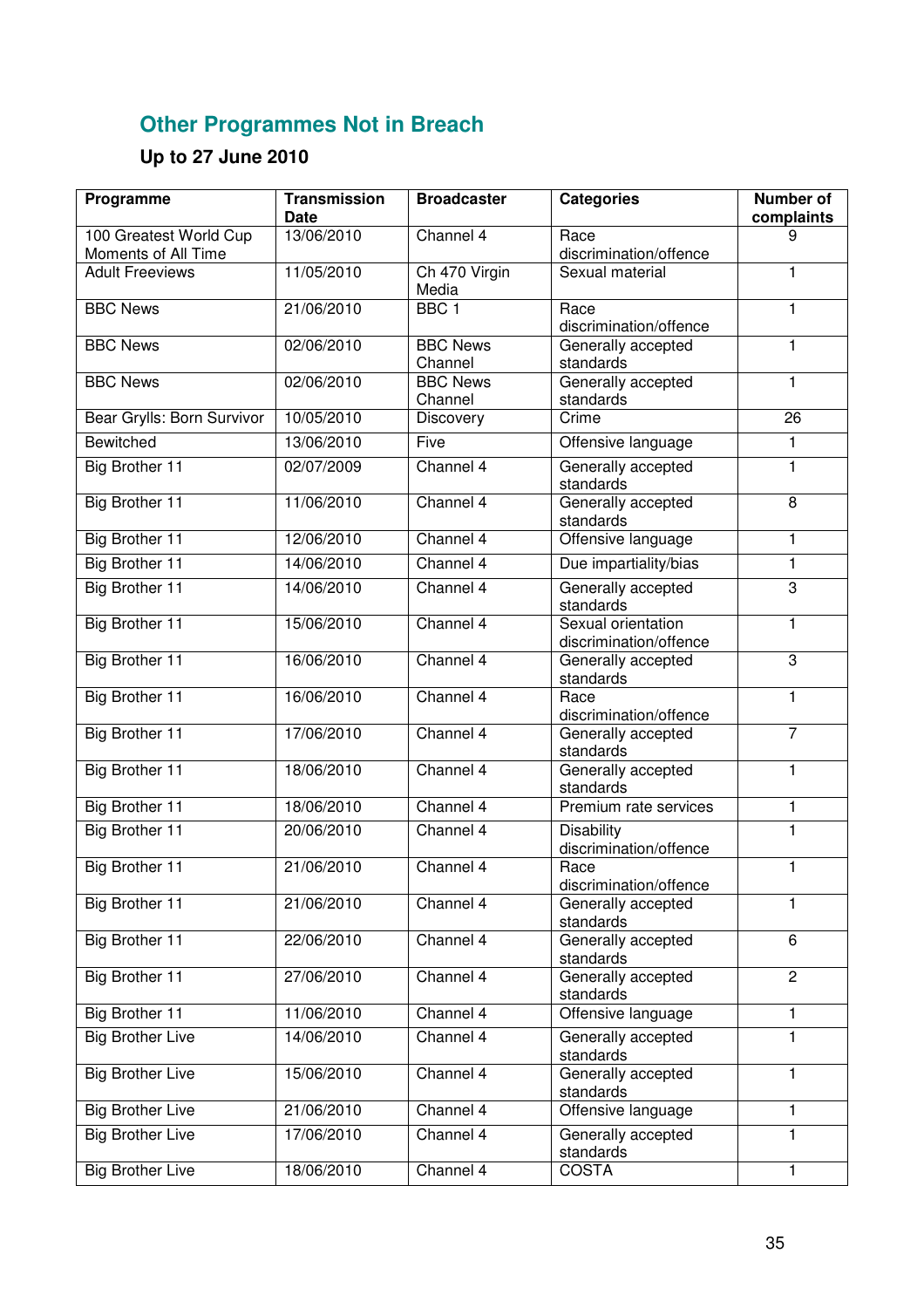## Other Programmes Not in Breach

### Up to 27 June 2010

| Programme | Transmission Date | Broadcaster | Categories | Number of complaints |
|---|---|---|---|---|
| 100 Greatest World Cup Moments of All Time | 13/06/2010 | Channel 4 | Race discrimination/offence | 9 |
| Adult Freeviews | 11/05/2010 | Ch 470 Virgin Media | Sexual material | 1 |
| BBC News | 21/06/2010 | BBC 1 | Race discrimination/offence | 1 |
| BBC News | 02/06/2010 | BBC News Channel | Generally accepted standards | 1 |
| BBC News | 02/06/2010 | BBC News Channel | Generally accepted standards | 1 |
| Bear Grylls: Born Survivor | 10/05/2010 | Discovery | Crime | 26 |
| Bewitched | 13/06/2010 | Five | Offensive language | 1 |
| Big Brother 11 | 02/07/2009 | Channel 4 | Generally accepted standards | 1 |
| Big Brother 11 | 11/06/2010 | Channel 4 | Generally accepted standards | 8 |
| Big Brother 11 | 12/06/2010 | Channel 4 | Offensive language | 1 |
| Big Brother 11 | 14/06/2010 | Channel 4 | Due impartiality/bias | 1 |
| Big Brother 11 | 14/06/2010 | Channel 4 | Generally accepted standards | 3 |
| Big Brother 11 | 15/06/2010 | Channel 4 | Sexual orientation discrimination/offence | 1 |
| Big Brother 11 | 16/06/2010 | Channel 4 | Generally accepted standards | 3 |
| Big Brother 11 | 16/06/2010 | Channel 4 | Race discrimination/offence | 1 |
| Big Brother 11 | 17/06/2010 | Channel 4 | Generally accepted standards | 7 |
| Big Brother 11 | 18/06/2010 | Channel 4 | Generally accepted standards | 1 |
| Big Brother 11 | 18/06/2010 | Channel 4 | Premium rate services | 1 |
| Big Brother 11 | 20/06/2010 | Channel 4 | Disability discrimination/offence | 1 |
| Big Brother 11 | 21/06/2010 | Channel 4 | Race discrimination/offence | 1 |
| Big Brother 11 | 21/06/2010 | Channel 4 | Generally accepted standards | 1 |
| Big Brother 11 | 22/06/2010 | Channel 4 | Generally accepted standards | 6 |
| Big Brother 11 | 27/06/2010 | Channel 4 | Generally accepted standards | 2 |
| Big Brother 11 | 11/06/2010 | Channel 4 | Offensive language | 1 |
| Big Brother Live | 14/06/2010 | Channel 4 | Generally accepted standards | 1 |
| Big Brother Live | 15/06/2010 | Channel 4 | Generally accepted standards | 1 |
| Big Brother Live | 21/06/2010 | Channel 4 | Offensive language | 1 |
| Big Brother Live | 17/06/2010 | Channel 4 | Generally accepted standards | 1 |
| Big Brother Live | 18/06/2010 | Channel 4 | COSTA | 1 |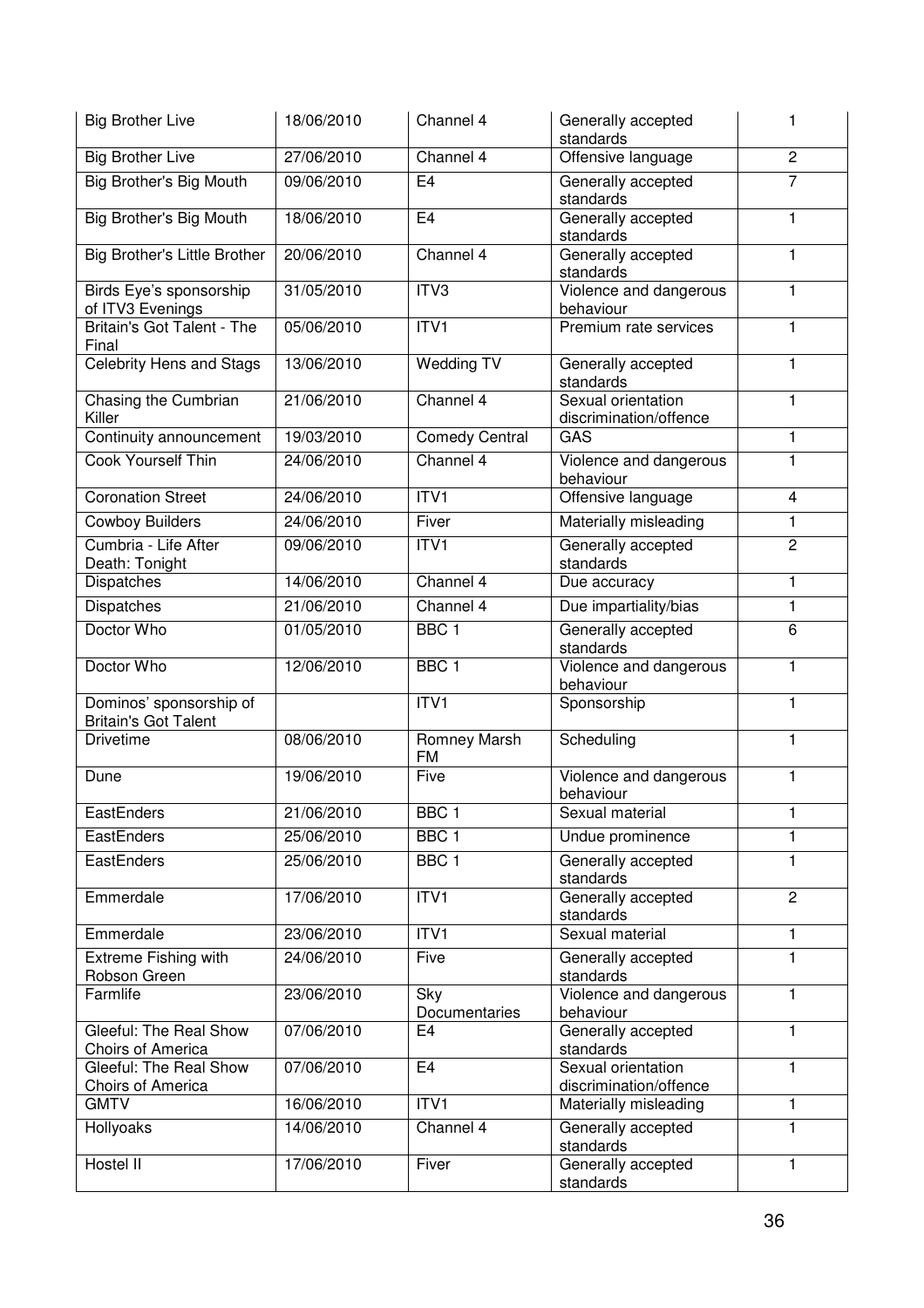| Big Brother Live | 18/06/2010 | Channel 4 | Generally accepted standards | 1 |
|---|---|---|---|---|
| Big Brother Live | 27/06/2010 | Channel 4 | Offensive language | 2 |
| Big Brother's Big Mouth | 09/06/2010 | E4 | Generally accepted standards | 7 |
| Big Brother's Big Mouth | 18/06/2010 | E4 | Generally accepted standards | 1 |
| Big Brother's Little Brother | 20/06/2010 | Channel 4 | Generally accepted standards | 1 |
| Birds Eye's sponsorship of ITV3 Evenings | 31/05/2010 | ITV3 | Violence and dangerous behaviour | 1 |
| Britain's Got Talent - The Final | 05/06/2010 | ITV1 | Premium rate services | 1 |
| Celebrity Hens and Stags | 13/06/2010 | Wedding TV | Generally accepted standards | 1 |
| Chasing the Cumbrian Killer | 21/06/2010 | Channel 4 | Sexual orientation discrimination/offence | 1 |
| Continuity announcement | 19/03/2010 | Comedy Central | GAS | 1 |
| Cook Yourself Thin | 24/06/2010 | Channel 4 | Violence and dangerous behaviour | 1 |
| Coronation Street | 24/06/2010 | ITV1 | Offensive language | 4 |
| Cowboy Builders | 24/06/2010 | Fiver | Materially misleading | 1 |
| Cumbria - Life After Death: Tonight | 09/06/2010 | ITV1 | Generally accepted standards | 2 |
| Dispatches | 14/06/2010 | Channel 4 | Due accuracy | 1 |
| Dispatches | 21/06/2010 | Channel 4 | Due impartiality/bias | 1 |
| Doctor Who | 01/05/2010 | BBC 1 | Generally accepted standards | 6 |
| Doctor Who | 12/06/2010 | BBC 1 | Violence and dangerous behaviour | 1 |
| Dominos' sponsorship of Britain's Got Talent | | ITV1 | Sponsorship | 1 |
| Drivetime | 08/06/2010 | Romney Marsh FM | Scheduling | 1 |
| Dune | 19/06/2010 | Five | Violence and dangerous behaviour | 1 |
| EastEnders | 21/06/2010 | BBC 1 | Sexual material | 1 |
| EastEnders | 25/06/2010 | BBC 1 | Undue prominence | 1 |
| EastEnders | 25/06/2010 | BBC 1 | Generally accepted standards | 1 |
| Emmerdale | 17/06/2010 | ITV1 | Generally accepted standards | 2 |
| Emmerdale | 23/06/2010 | ITV1 | Sexual material | 1 |
| Extreme Fishing with Robson Green | 24/06/2010 | Five | Generally accepted standards | 1 |
| Farmlife | 23/06/2010 | Sky Documentaries | Violence and dangerous behaviour | 1 |
| Gleeful: The Real Show Choirs of America | 07/06/2010 | E4 | Generally accepted standards | 1 |
| Gleeful: The Real Show Choirs of America | 07/06/2010 | E4 | Sexual orientation discrimination/offence | 1 |
| GMTV | 16/06/2010 | ITV1 | Materially misleading | 1 |
| Hollyoaks | 14/06/2010 | Channel 4 | Generally accepted standards | 1 |
| Hostel II | 17/06/2010 | Fiver | Generally accepted standards | 1 |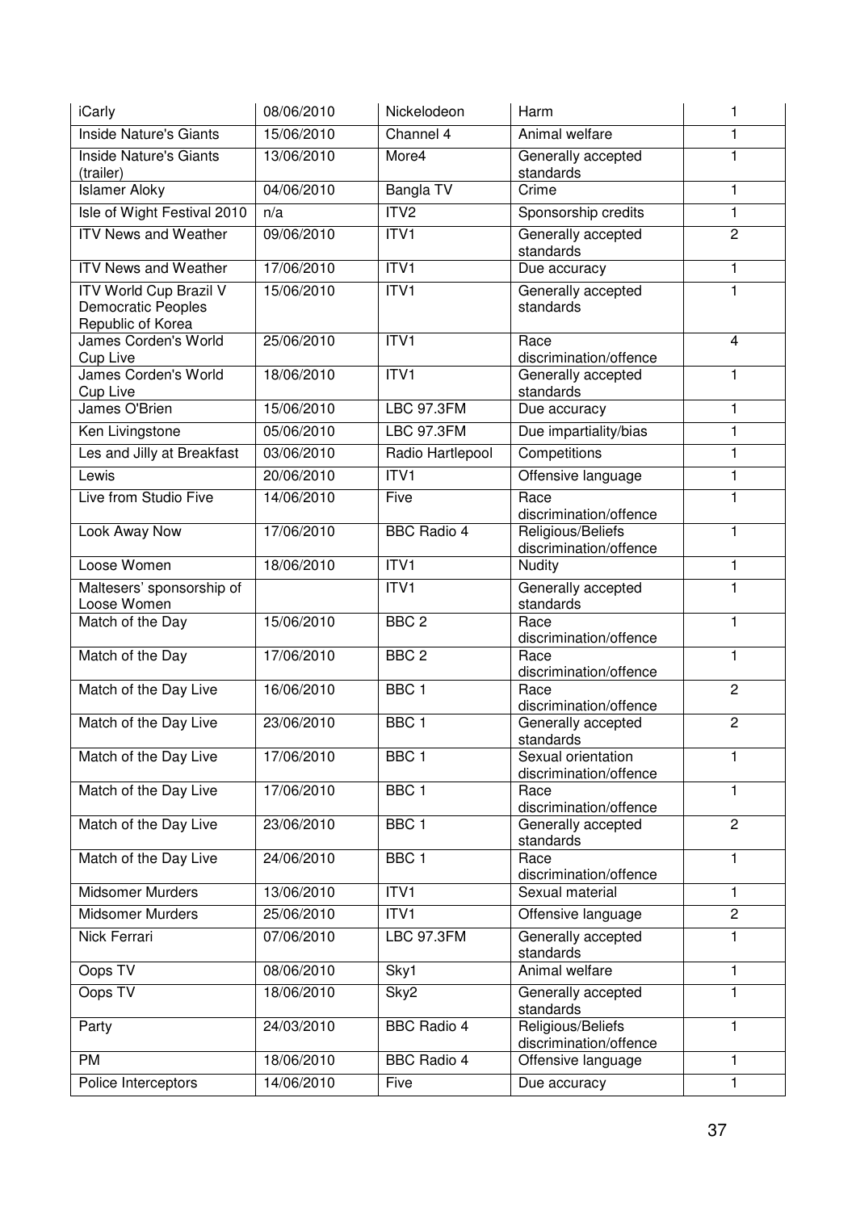| iCarly | 08/06/2010 | Nickelodeon | Harm | 1 |
|---|---|---|---|---|
| Inside Nature's Giants | 15/06/2010 | Channel 4 | Animal welfare | 1 |
| Inside Nature's Giants (trailer) | 13/06/2010 | More4 | Generally accepted standards | 1 |
| Islamer Aloky | 04/06/2010 | Bangla TV | Crime | 1 |
| Isle of Wight Festival 2010 | n/a | ITV2 | Sponsorship credits | 1 |
| ITV News and Weather | 09/06/2010 | ITV1 | Generally accepted standards | 2 |
| ITV News and Weather | 17/06/2010 | ITV1 | Due accuracy | 1 |
| ITV World Cup Brazil V Democratic Peoples Republic of Korea | 15/06/2010 | ITV1 | Generally accepted standards | 1 |
| James Corden's World Cup Live | 25/06/2010 | ITV1 | Race discrimination/offence | 4 |
| James Corden's World Cup Live | 18/06/2010 | ITV1 | Generally accepted standards | 1 |
| James O'Brien | 15/06/2010 | LBC 97.3FM | Due accuracy | 1 |
| Ken Livingstone | 05/06/2010 | LBC 97.3FM | Due impartiality/bias | 1 |
| Les and Jilly at Breakfast | 03/06/2010 | Radio Hartlepool | Competitions | 1 |
| Lewis | 20/06/2010 | ITV1 | Offensive language | 1 |
| Live from Studio Five | 14/06/2010 | Five | Race discrimination/offence | 1 |
| Look Away Now | 17/06/2010 | BBC Radio 4 | Religious/Beliefs discrimination/offence | 1 |
| Loose Women | 18/06/2010 | ITV1 | Nudity | 1 |
| Maltesers' sponsorship of Loose Women | | ITV1 | Generally accepted standards | 1 |
| Match of the Day | 15/06/2010 | BBC 2 | Race discrimination/offence | 1 |
| Match of the Day | 17/06/2010 | BBC 2 | Race discrimination/offence | 1 |
| Match of the Day Live | 16/06/2010 | BBC 1 | Race discrimination/offence | 2 |
| Match of the Day Live | 23/06/2010 | BBC 1 | Generally accepted standards | 2 |
| Match of the Day Live | 17/06/2010 | BBC 1 | Sexual orientation discrimination/offence | 1 |
| Match of the Day Live | 17/06/2010 | BBC 1 | Race discrimination/offence | 1 |
| Match of the Day Live | 23/06/2010 | BBC 1 | Generally accepted standards | 2 |
| Match of the Day Live | 24/06/2010 | BBC 1 | Race discrimination/offence | 1 |
| Midsomer Murders | 13/06/2010 | ITV1 | Sexual material | 1 |
| Midsomer Murders | 25/06/2010 | ITV1 | Offensive language | 2 |
| Nick Ferrari | 07/06/2010 | LBC 97.3FM | Generally accepted standards | 1 |
| Oops TV | 08/06/2010 | Sky1 | Animal welfare | 1 |
| Oops TV | 18/06/2010 | Sky2 | Generally accepted standards | 1 |
| Party | 24/03/2010 | BBC Radio 4 | Religious/Beliefs discrimination/offence | 1 |
| PM | 18/06/2010 | BBC Radio 4 | Offensive language | 1 |
| Police Interceptors | 14/06/2010 | Five | Due accuracy | 1 |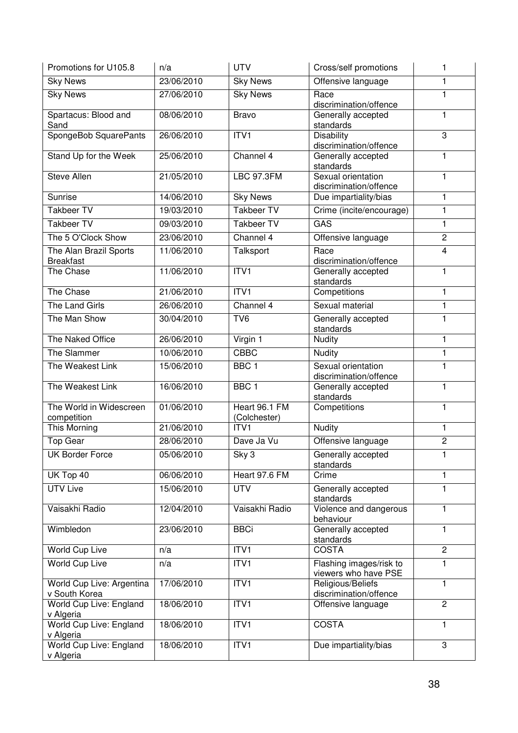| Promotions for U105.8 | n/a | UTV | Cross/self promotions | 1 |
|---|---|---|---|---|
| Sky News | 23/06/2010 | Sky News | Offensive language | 1 |
| Sky News | 27/06/2010 | Sky News | Race discrimination/offence | 1 |
| Spartacus: Blood and Sand | 08/06/2010 | Bravo | Generally accepted standards | 1 |
| SpongeBob SquarePants | 26/06/2010 | ITV1 | Disability discrimination/offence | 3 |
| Stand Up for the Week | 25/06/2010 | Channel 4 | Generally accepted standards | 1 |
| Steve Allen | 21/05/2010 | LBC 97.3FM | Sexual orientation discrimination/offence | 1 |
| Sunrise | 14/06/2010 | Sky News | Due impartiality/bias | 1 |
| Takbeer TV | 19/03/2010 | Takbeer TV | Crime (incite/encourage) | 1 |
| Takbeer TV | 09/03/2010 | Takbeer TV | GAS | 1 |
| The 5 O'Clock Show | 23/06/2010 | Channel 4 | Offensive language | 2 |
| The Alan Brazil Sports Breakfast | 11/06/2010 | Talksport | Race discrimination/offence | 4 |
| The Chase | 11/06/2010 | ITV1 | Generally accepted standards | 1 |
| The Chase | 21/06/2010 | ITV1 | Competitions | 1 |
| The Land Girls | 26/06/2010 | Channel 4 | Sexual material | 1 |
| The Man Show | 30/04/2010 | TV6 | Generally accepted standards | 1 |
| The Naked Office | 26/06/2010 | Virgin 1 | Nudity | 1 |
| The Slammer | 10/06/2010 | CBBC | Nudity | 1 |
| The Weakest Link | 15/06/2010 | BBC 1 | Sexual orientation discrimination/offence | 1 |
| The Weakest Link | 16/06/2010 | BBC 1 | Generally accepted standards | 1 |
| The World in Widescreen competition | 01/06/2010 | Heart 96.1 FM (Colchester) | Competitions | 1 |
| This Morning | 21/06/2010 | ITV1 | Nudity | 1 |
| Top Gear | 28/06/2010 | Dave Ja Vu | Offensive language | 2 |
| UK Border Force | 05/06/2010 | Sky 3 | Generally accepted standards | 1 |
| UK Top 40 | 06/06/2010 | Heart 97.6 FM | Crime | 1 |
| UTV Live | 15/06/2010 | UTV | Generally accepted standards | 1 |
| Vaisakhi Radio | 12/04/2010 | Vaisakhi Radio | Violence and dangerous behaviour | 1 |
| Wimbledon | 23/06/2010 | BBCi | Generally accepted standards | 1 |
| World Cup Live | n/a | ITV1 | COSTA | 2 |
| World Cup Live | n/a | ITV1 | Flashing images/risk to viewers who have PSE | 1 |
| World Cup Live: Argentina v South Korea | 17/06/2010 | ITV1 | Religious/Beliefs discrimination/offence | 1 |
| World Cup Live: England v Algeria | 18/06/2010 | ITV1 | Offensive language | 2 |
| World Cup Live: England v Algeria | 18/06/2010 | ITV1 | COSTA | 1 |
| World Cup Live: England v Algeria | 18/06/2010 | ITV1 | Due impartiality/bias | 3 |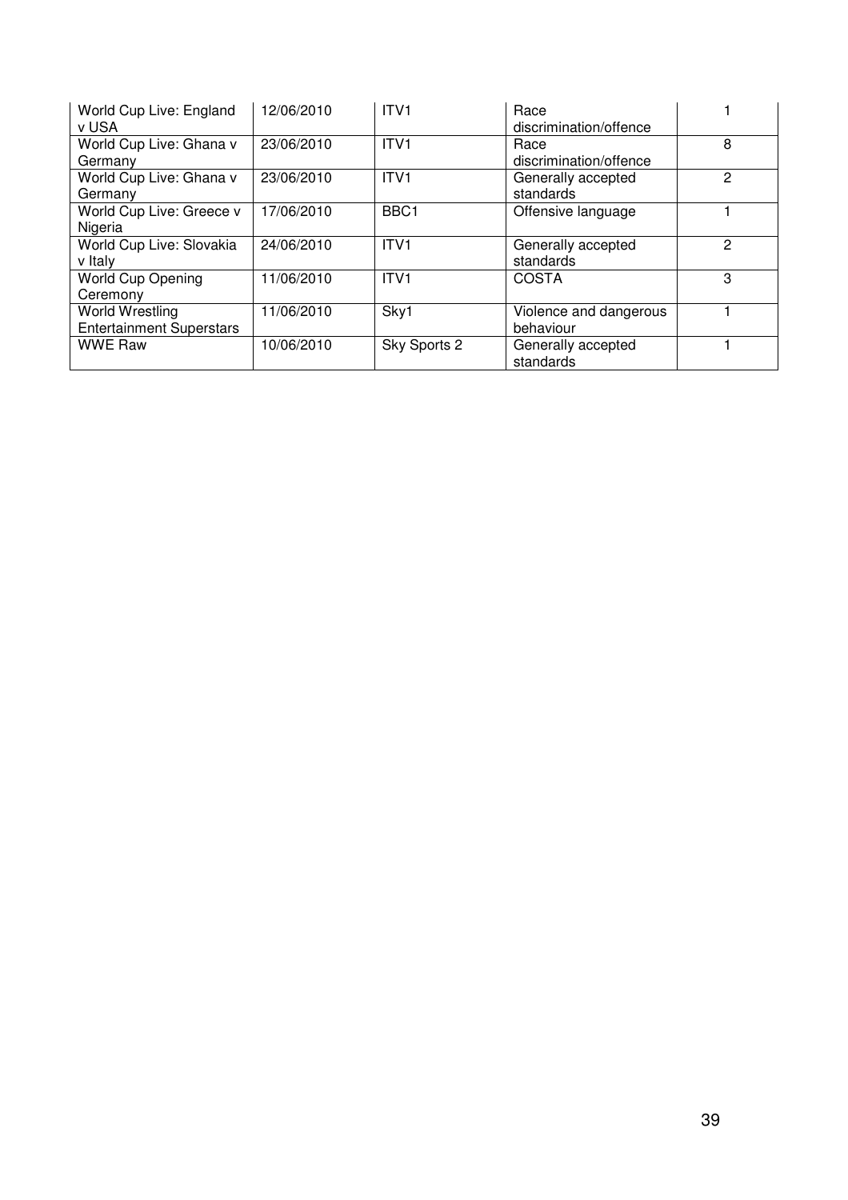| | | | | |
|---|---|---|---|---|
| World Cup Live: England v USA | 12/06/2010 | ITV1 | Race discrimination/offence | 1 |
| World Cup Live: Ghana v Germany | 23/06/2010 | ITV1 | Race discrimination/offence | 8 |
| World Cup Live: Ghana v Germany | 23/06/2010 | ITV1 | Generally accepted standards | 2 |
| World Cup Live: Greece v Nigeria | 17/06/2010 | BBC1 | Offensive language | 1 |
| World Cup Live: Slovakia v Italy | 24/06/2010 | ITV1 | Generally accepted standards | 2 |
| World Cup Opening Ceremony | 11/06/2010 | ITV1 | COSTA | 3 |
| World Wrestling Entertainment Superstars | 11/06/2010 | Sky1 | Violence and dangerous behaviour | 1 |
| WWE Raw | 10/06/2010 | Sky Sports 2 | Generally accepted standards | 1 |